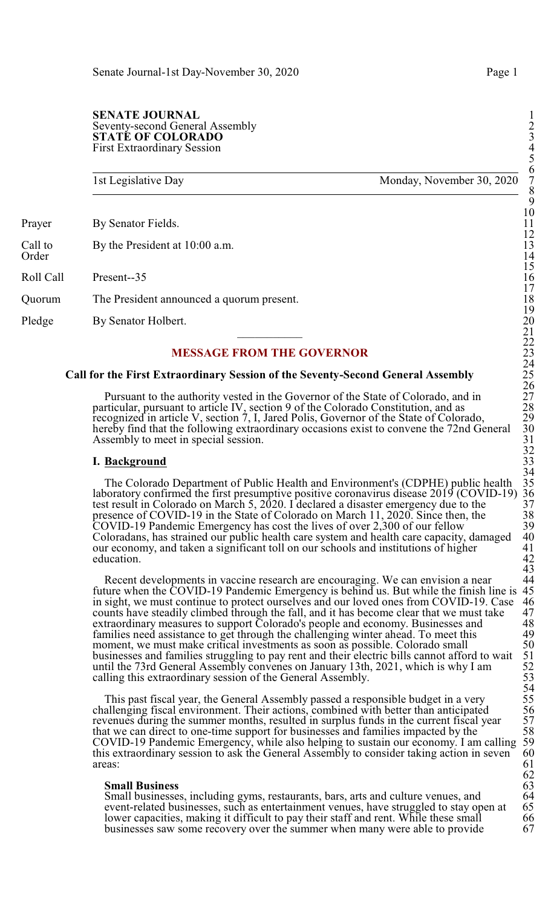**SENATE JOURNAL**
Seventy-second General Assembly
**STATE OF COLORADO**
First Extraordinary Session

| 1st Legislative Day | Monday, November 30, 2020 |
|---|---|

| | |
|---|---|
| Prayer | By Senator Fields. |
| Call to Order | By the President at 10:00 a.m. |
| Roll Call | Present--35 |
| Quorum | The President announced a quorum present. |
| Pledge | By Senator Holbert. |

---

## MESSAGE FROM THE GOVERNOR

### Call for the First Extraordinary Session of the Seventy-Second General Assembly

Pursuant to the authority vested in the Governor of the State of Colorado, and in particular, pursuant to article IV, section 9 of the Colorado Constitution, and as recognized in article V, section 7, I, Jared Polis, Governor of the State of Colorado, hereby find that the following extraordinary occasions exist to convene the 72nd General Assembly to meet in special session.

**I. Background**

The Colorado Department of Public Health and Environment's (CDPHE) public health laboratory confirmed the first presumptive positive coronavirus disease 2019 (COVID-19) test result in Colorado on March 5, 2020. I declared a disaster emergency due to the presence of COVID-19 in the State of Colorado on March 11, 2020. Since then, the COVID-19 Pandemic Emergency has cost the lives of over 2,300 of our fellow Coloradans, has strained our public health care system and health care capacity, damaged our economy, and taken a significant toll on our schools and institutions of higher education.

Recent developments in vaccine research are encouraging. We can envision a near future when the COVID-19 Pandemic Emergency is behind us. But while the finish line is in sight, we must continue to protect ourselves and our loved ones from COVID-19. Case counts have steadily climbed through the fall, and it has become clear that we must take extraordinary measures to support Colorado's people and economy. Businesses and families need assistance to get through the challenging winter ahead. To meet this moment, we must make critical investments as soon as possible. Colorado small businesses and families struggling to pay rent and their electric bills cannot afford to wait until the 73rd General Assembly convenes on January 13th, 2021, which is why I am calling this extraordinary session of the General Assembly.

This past fiscal year, the General Assembly passed a responsible budget in a very challenging fiscal environment. Their actions, combined with better than anticipated revenues during the summer months, resulted in surplus funds in the current fiscal year that we can direct to one-time support for businesses and families impacted by the COVID-19 Pandemic Emergency, while also helping to sustain our economy. I am calling this extraordinary session to ask the General Assembly to consider taking action in seven areas:

**Small Business**
Small businesses, including gyms, restaurants, bars, arts and culture venues, and event-related businesses, such as entertainment venues, have struggled to stay open at lower capacities, making it difficult to pay their staff and rent. While these small businesses saw some recovery over the summer when many were able to provide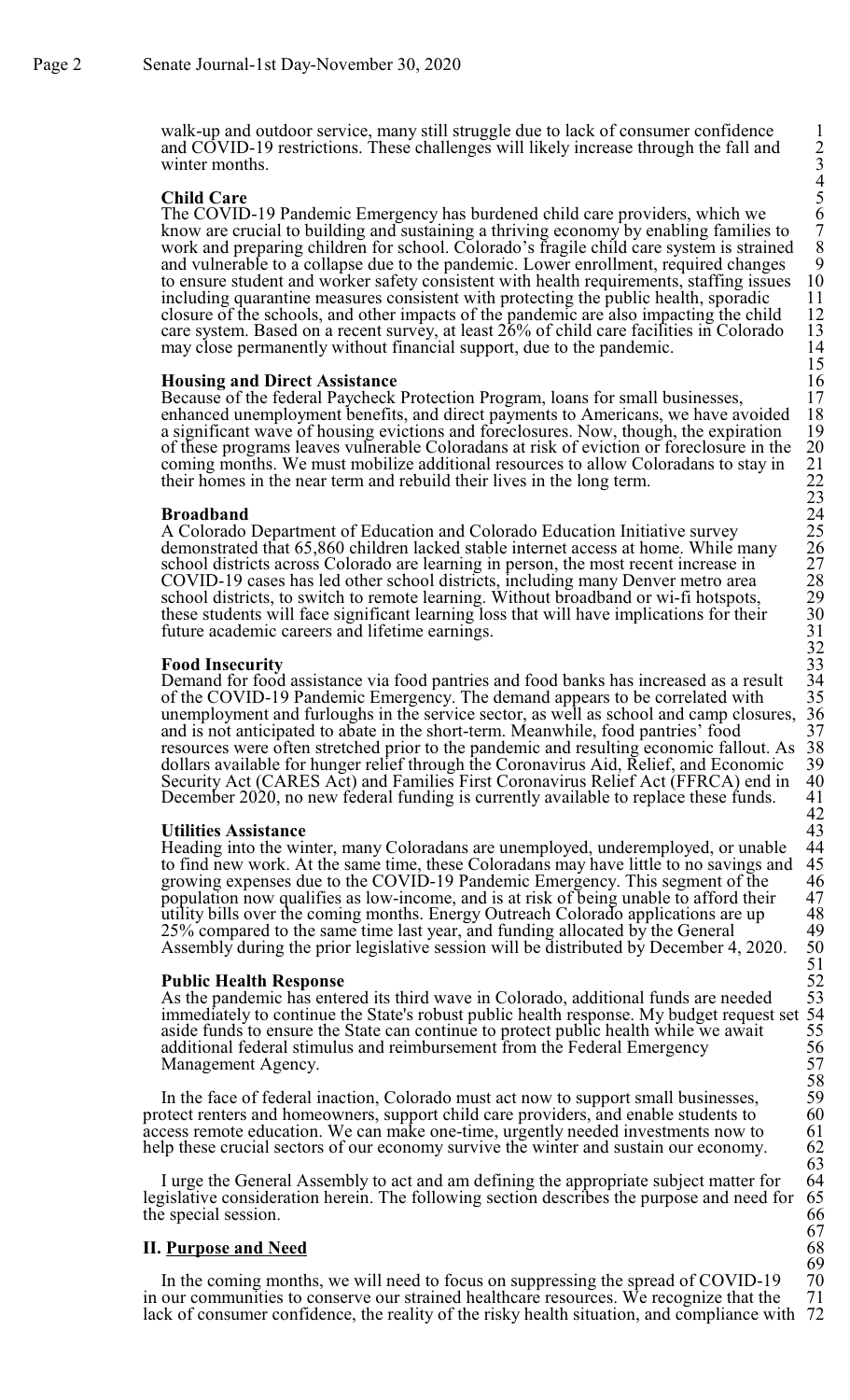walk-up and outdoor service, many still struggle due to lack of consumer confidence and COVID-19 restrictions. These challenges will likely increase through the fall and winter months.

**Child Care**
The COVID-19 Pandemic Emergency has burdened child care providers, which we know are crucial to building and sustaining a thriving economy by enabling families to work and preparing children for school. Colorado's fragile child care system is strained and vulnerable to a collapse due to the pandemic. Lower enrollment, required changes to ensure student and worker safety consistent with health requirements, staffing issues including quarantine measures consistent with protecting the public health, sporadic closure of the schools, and other impacts of the pandemic are also impacting the child care system. Based on a recent survey, at least 26% of child care facilities in Colorado may close permanently without financial support, due to the pandemic.

**Housing and Direct Assistance**
Because of the federal Paycheck Protection Program, loans for small businesses, enhanced unemployment benefits, and direct payments to Americans, we have avoided a significant wave of housing evictions and foreclosures. Now, though, the expiration of these programs leaves vulnerable Coloradans at risk of eviction or foreclosure in the coming months. We must mobilize additional resources to allow Coloradans to stay in their homes in the near term and rebuild their lives in the long term.

**Broadband**
A Colorado Department of Education and Colorado Education Initiative survey demonstrated that 65,860 children lacked stable internet access at home. While many school districts across Colorado are learning in person, the most recent increase in COVID-19 cases has led other school districts, including many Denver metro area school districts, to switch to remote learning. Without broadband or wi-fi hotspots, these students will face significant learning loss that will have implications for their future academic careers and lifetime earnings.

**Food Insecurity**
Demand for food assistance via food pantries and food banks has increased as a result of the COVID-19 Pandemic Emergency. The demand appears to be correlated with unemployment and furloughs in the service sector, as well as school and camp closures, and is not anticipated to abate in the short-term. Meanwhile, food pantries' food resources were often stretched prior to the pandemic and resulting economic fallout. As dollars available for hunger relief through the Coronavirus Aid, Relief, and Economic Security Act (CARES Act) and Families First Coronavirus Relief Act (FFRCA) end in December 2020, no new federal funding is currently available to replace these funds.

**Utilities Assistance**
Heading into the winter, many Coloradans are unemployed, underemployed, or unable to find new work. At the same time, these Coloradans may have little to no savings and growing expenses due to the COVID-19 Pandemic Emergency. This segment of the population now qualifies as low-income, and is at risk of being unable to afford their utility bills over the coming months. Energy Outreach Colorado applications are up 25% compared to the same time last year, and funding allocated by the General Assembly during the prior legislative session will be distributed by December 4, 2020.

**Public Health Response**
As the pandemic has entered its third wave in Colorado, additional funds are needed immediately to continue the State's robust public health response. My budget request set aside funds to ensure the State can continue to protect public health while we await additional federal stimulus and reimbursement from the Federal Emergency Management Agency.

In the face of federal inaction, Colorado must act now to support small businesses, protect renters and homeowners, support child care providers, and enable students to access remote education. We can make one-time, urgently needed investments now to help these crucial sectors of our economy survive the winter and sustain our economy.

I urge the General Assembly to act and am defining the appropriate subject matter for legislative consideration herein. The following section describes the purpose and need for the special session.

## II. Purpose and Need

In the coming months, we will need to focus on suppressing the spread of COVID-19 in our communities to conserve our strained healthcare resources. We recognize that the lack of consumer confidence, the reality of the risky health situation, and compliance with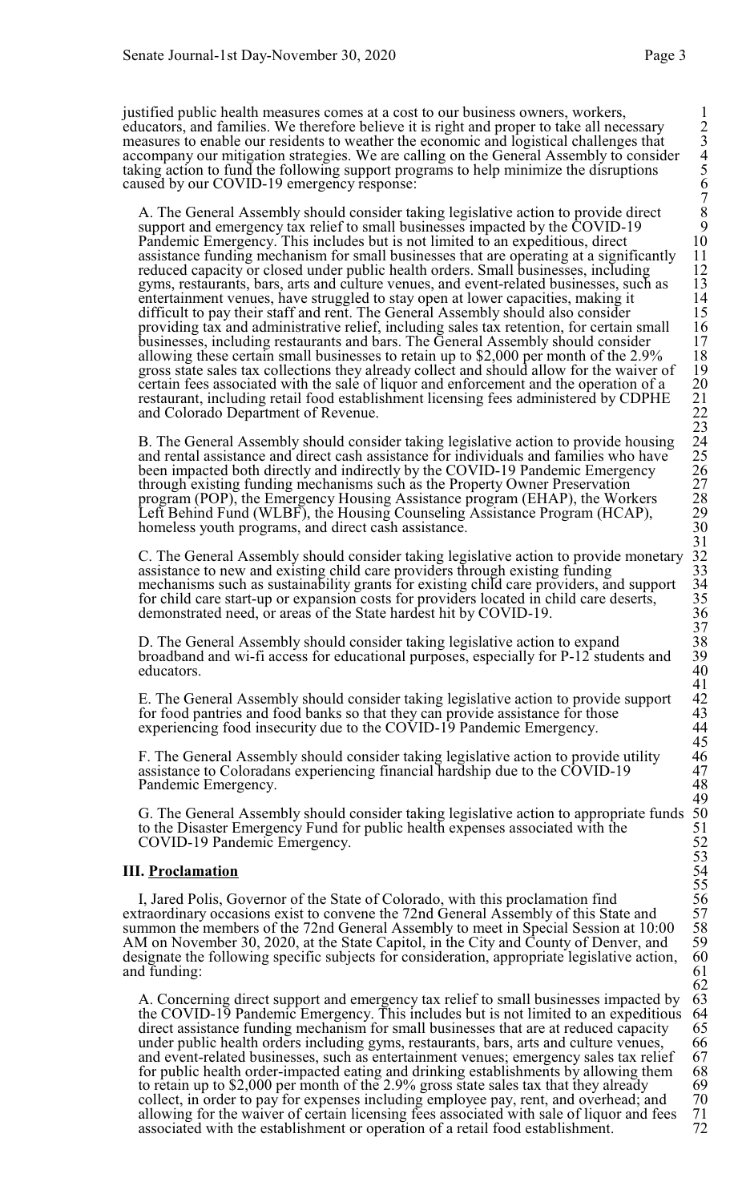justified public health measures comes at a cost to our business owners, workers, educators, and families. We therefore believe it is right and proper to take all necessary measures to enable our residents to weather the economic and logistical challenges that accompany our mitigation strategies. We are calling on the General Assembly to consider taking action to fund the following support programs to help minimize the disruptions caused by our COVID-19 emergency response:

A. The General Assembly should consider taking legislative action to provide direct support and emergency tax relief to small businesses impacted by the COVID-19 Pandemic Emergency. This includes but is not limited to an expeditious, direct assistance funding mechanism for small businesses that are operating at a significantly reduced capacity or closed under public health orders. Small businesses, including gyms, restaurants, bars, arts and culture venues, and event-related businesses, such as entertainment venues, have struggled to stay open at lower capacities, making it difficult to pay their staff and rent. The General Assembly should also consider providing tax and administrative relief, including sales tax retention, for certain small businesses, including restaurants and bars. The General Assembly should consider allowing these certain small businesses to retain up to $2,000 per month of the 2.9% gross state sales tax collections they already collect and should allow for the waiver of certain fees associated with the sale of liquor and enforcement and the operation of a restaurant, including retail food establishment licensing fees administered by CDPHE and Colorado Department of Revenue.

B. The General Assembly should consider taking legislative action to provide housing and rental assistance and direct cash assistance for individuals and families who have been impacted both directly and indirectly by the COVID-19 Pandemic Emergency through existing funding mechanisms such as the Property Owner Preservation program (POP), the Emergency Housing Assistance program (EHAP), the Workers Left Behind Fund (WLBF), the Housing Counseling Assistance Program (HCAP), homeless youth programs, and direct cash assistance.

C. The General Assembly should consider taking legislative action to provide monetary assistance to new and existing child care providers through existing funding mechanisms such as sustainability grants for existing child care providers, and support for child care start-up or expansion costs for providers located in child care deserts, demonstrated need, or areas of the State hardest hit by COVID-19.

D. The General Assembly should consider taking legislative action to expand broadband and wi-fi access for educational purposes, especially for P-12 students and educators.

E. The General Assembly should consider taking legislative action to provide support for food pantries and food banks so that they can provide assistance for those experiencing food insecurity due to the COVID-19 Pandemic Emergency.

F. The General Assembly should consider taking legislative action to provide utility assistance to Coloradans experiencing financial hardship due to the COVID-19 Pandemic Emergency.

G. The General Assembly should consider taking legislative action to appropriate funds to the Disaster Emergency Fund for public health expenses associated with the COVID-19 Pandemic Emergency.

### III. Proclamation

I, Jared Polis, Governor of the State of Colorado, with this proclamation find extraordinary occasions exist to convene the 72nd General Assembly of this State and summon the members of the 72nd General Assembly to meet in Special Session at 10:00 AM on November 30, 2020, at the State Capitol, in the City and County of Denver, and designate the following specific subjects for consideration, appropriate legislative action, and funding:

A. Concerning direct support and emergency tax relief to small businesses impacted by the COVID-19 Pandemic Emergency. This includes but is not limited to an expeditious direct assistance funding mechanism for small businesses that are at reduced capacity under public health orders including gyms, restaurants, bars, arts and culture venues, and event-related businesses, such as entertainment venues; emergency sales tax relief for public health order-impacted eating and drinking establishments by allowing them to retain up to $2,000 per month of the 2.9% gross state sales tax that they already collect, in order to pay for expenses including employee pay, rent, and overhead; and allowing for the waiver of certain licensing fees associated with sale of liquor and fees associated with the establishment or operation of a retail food establishment.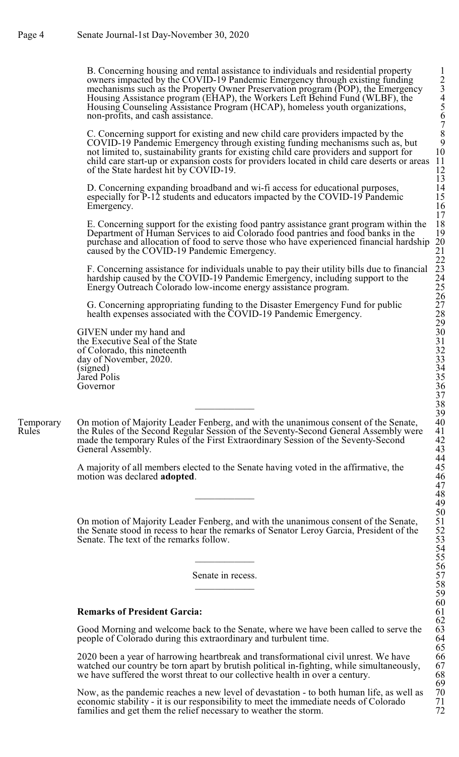B. Concerning housing and rental assistance to individuals and residential property owners impacted by the COVID-19 Pandemic Emergency through existing funding mechanisms such as the Property Owner Preservation program (POP), the Emergency Housing Assistance program (EHAP), the Workers Left Behind Fund (WLBF), the Housing Counseling Assistance Program (HCAP), homeless youth organizations, non-profits, and cash assistance.

C. Concerning support for existing and new child care providers impacted by the COVID-19 Pandemic Emergency through existing funding mechanisms such as, but not limited to, sustainability grants for existing child care providers and support for child care start-up or expansion costs for providers located in child care deserts or areas of the State hardest hit by COVID-19.

D. Concerning expanding broadband and wi-fi access for educational purposes, especially for P-12 students and educators impacted by the COVID-19 Pandemic Emergency.

E. Concerning support for the existing food pantry assistance grant program within the Department of Human Services to aid Colorado food pantries and food banks in the purchase and allocation of food to serve those who have experienced financial hardship caused by the COVID-19 Pandemic Emergency.

F. Concerning assistance for individuals unable to pay their utility bills due to financial hardship caused by the COVID-19 Pandemic Emergency, including support to the Energy Outreach Colorado low-income energy assistance program.

G. Concerning appropriating funding to the Disaster Emergency Fund for public health expenses associated with the COVID-19 Pandemic Emergency.

GIVEN under my hand and
the Executive Seal of the State
of Colorado, this nineteenth
day of November, 2020.
(signed)
Jared Polis
Governor

---

Temporary Rules

On motion of Majority Leader Fenberg, and with the unanimous consent of the Senate, the Rules of the Second Regular Session of the Seventy-Second General Assembly were made the temporary Rules of the First Extraordinary Session of the Seventy-Second General Assembly.

A majority of all members elected to the Senate having voted in the affirmative, the motion was declared **adopted**.

---

On motion of Majority Leader Fenberg, and with the unanimous consent of the Senate, the Senate stood in recess to hear the remarks of Senator Leroy Garcia, President of the Senate. The text of the remarks follow.

---

Senate in recess.

---

**Remarks of President Garcia:**

Good Morning and welcome back to the Senate, where we have been called to serve the people of Colorado during this extraordinary and turbulent time.

2020 been a year of harrowing heartbreak and transformational civil unrest. We have watched our country be torn apart by brutish political in-fighting, while simultaneously, we have suffered the worst threat to our collective health in over a century.

Now, as the pandemic reaches a new level of devastation - to both human life, as well as economic stability - it is our responsibility to meet the immediate needs of Colorado families and get them the relief necessary to weather the storm.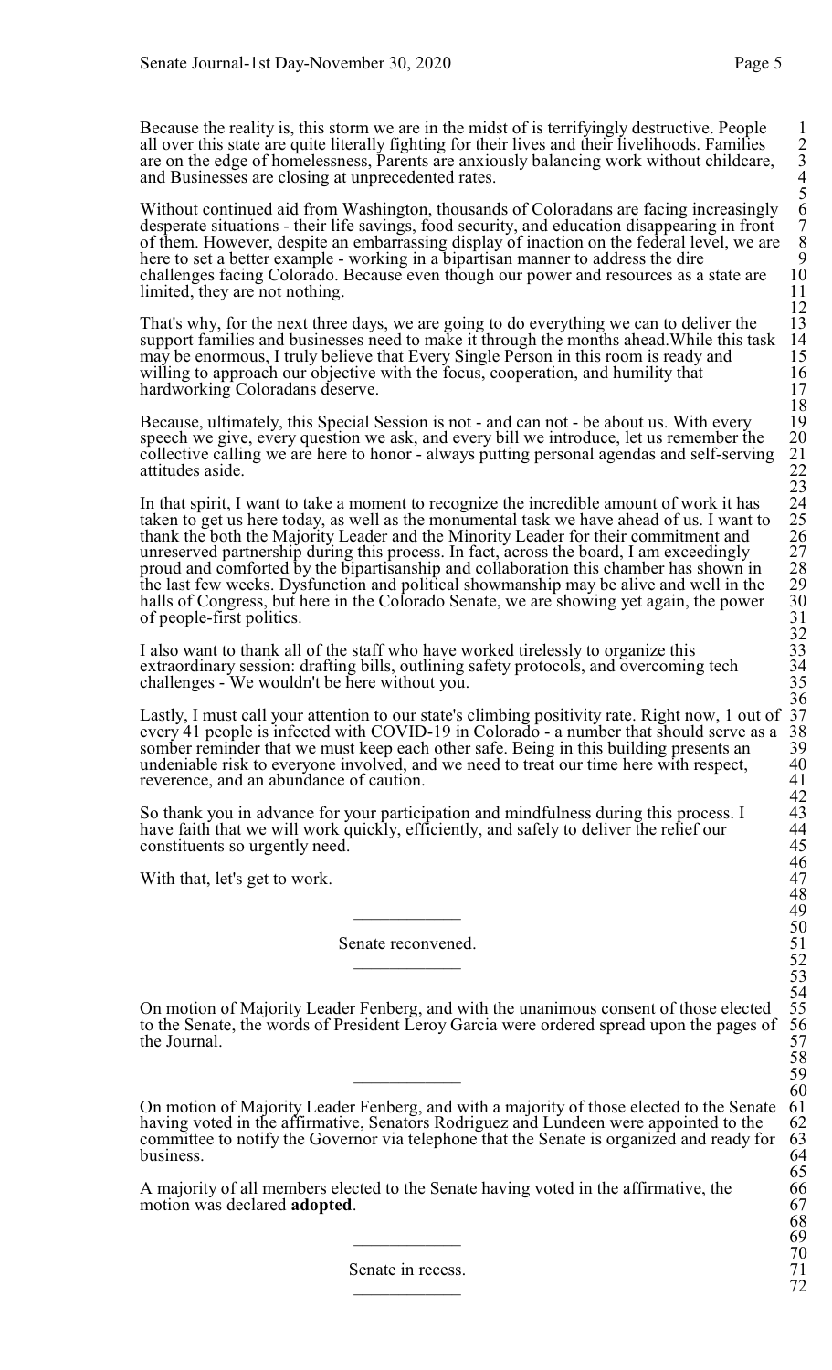Because the reality is, this storm we are in the midst of is terrifyingly destructive. People all over this state are quite literally fighting for their lives and their livelihoods. Families are on the edge of homelessness, Parents are anxiously balancing work without childcare, and Businesses are closing at unprecedented rates.

Without continued aid from Washington, thousands of Coloradans are facing increasingly desperate situations - their life savings, food security, and education disappearing in front of them. However, despite an embarrassing display of inaction on the federal level, we are here to set a better example - working in a bipartisan manner to address the dire challenges facing Colorado. Because even though our power and resources as a state are limited, they are not nothing.

That's why, for the next three days, we are going to do everything we can to deliver the support families and businesses need to make it through the months ahead.While this task may be enormous, I truly believe that Every Single Person in this room is ready and willing to approach our objective with the focus, cooperation, and humility that hardworking Coloradans deserve.

Because, ultimately, this Special Session is not - and can not - be about us. With every speech we give, every question we ask, and every bill we introduce, let us remember the collective calling we are here to honor - always putting personal agendas and self-serving attitudes aside.

In that spirit, I want to take a moment to recognize the incredible amount of work it has taken to get us here today, as well as the monumental task we have ahead of us. I want to thank the both the Majority Leader and the Minority Leader for their commitment and unreserved partnership during this process. In fact, across the board, I am exceedingly proud and comforted by the bipartisanship and collaboration this chamber has shown in the last few weeks. Dysfunction and political showmanship may be alive and well in the halls of Congress, but here in the Colorado Senate, we are showing yet again, the power of people-first politics.

I also want to thank all of the staff who have worked tirelessly to organize this extraordinary session: drafting bills, outlining safety protocols, and overcoming tech challenges - We wouldn't be here without you.

Lastly, I must call your attention to our state's climbing positivity rate. Right now, 1 out of every 41 people is infected with COVID-19 in Colorado - a number that should serve as a somber reminder that we must keep each other safe. Being in this building presents an undeniable risk to everyone involved, and we need to treat our time here with respect, reverence, and an abundance of caution.

So thank you in advance for your participation and mindfulness during this process. I have faith that we will work quickly, efficiently, and safely to deliver the relief our constituents so urgently need.

With that, let's get to work.

---

Senate reconvened.

---

On motion of Majority Leader Fenberg, and with the unanimous consent of those elected to the Senate, the words of President Leroy Garcia were ordered spread upon the pages of the Journal.

---

On motion of Majority Leader Fenberg, and with a majority of those elected to the Senate having voted in the affirmative, Senators Rodriguez and Lundeen were appointed to the committee to notify the Governor via telephone that the Senate is organized and ready for business.

A majority of all members elected to the Senate having voted in the affirmative, the motion was declared **adopted**.

---

Senate in recess.

---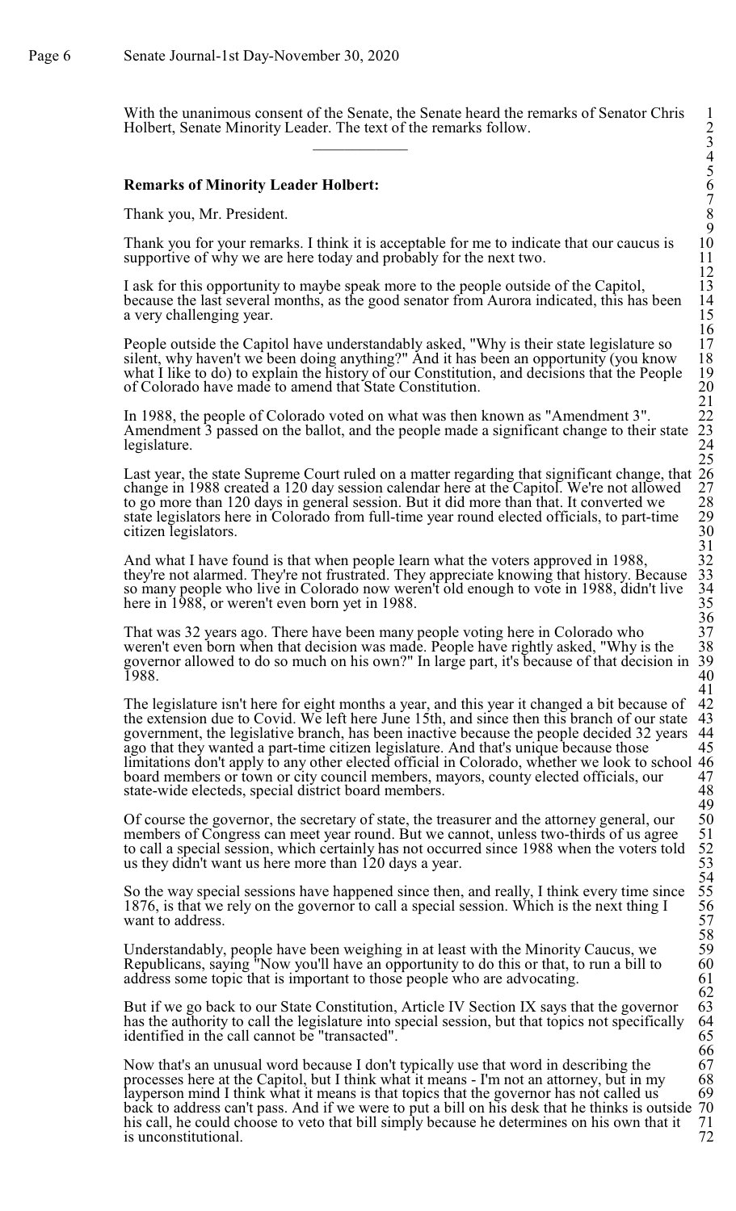With the unanimous consent of the Senate, the Senate heard the remarks of Senator Chris Holbert, Senate Minority Leader. The text of the remarks follow.

\_\_\_\_\_\_\_\_\_\_\_\_

**Remarks of Minority Leader Holbert:**

Thank you, Mr. President.

Thank you for your remarks. I think it is acceptable for me to indicate that our caucus is supportive of why we are here today and probably for the next two.

I ask for this opportunity to maybe speak more to the people outside of the Capitol, because the last several months, as the good senator from Aurora indicated, this has been a very challenging year.

People outside the Capitol have understandably asked, "Why is their state legislature so silent, why haven't we been doing anything?" And it has been an opportunity (you know what I like to do) to explain the history of our Constitution, and decisions that the People of Colorado have made to amend that State Constitution.

In 1988, the people of Colorado voted on what was then known as "Amendment 3". Amendment 3 passed on the ballot, and the people made a significant change to their state legislature.

Last year, the state Supreme Court ruled on a matter regarding that significant change, that change in 1988 created a 120 day session calendar here at the Capitol. We're not allowed to go more than 120 days in general session. But it did more than that. It converted we state legislators here in Colorado from full-time year round elected officials, to part-time citizen legislators.

And what I have found is that when people learn what the voters approved in 1988, they're not alarmed. They're not frustrated. They appreciate knowing that history. Because so many people who live in Colorado now weren't old enough to vote in 1988, didn't live here in 1988, or weren't even born yet in 1988.

That was 32 years ago. There have been many people voting here in Colorado who weren't even born when that decision was made. People have rightly asked, "Why is the governor allowed to do so much on his own?" In large part, it's because of that decision in 1988.

The legislature isn't here for eight months a year, and this year it changed a bit because of the extension due to Covid. We left here June 15th, and since then this branch of our state government, the legislative branch, has been inactive because the people decided 32 years ago that they wanted a part-time citizen legislature. And that's unique because those limitations don't apply to any other elected official in Colorado, whether we look to school board members or town or city council members, mayors, county elected officials, our state-wide electeds, special district board members.

Of course the governor, the secretary of state, the treasurer and the attorney general, our members of Congress can meet year round. But we cannot, unless two-thirds of us agree to call a special session, which certainly has not occurred since 1988 when the voters told us they didn't want us here more than 120 days a year.

So the way special sessions have happened since then, and really, I think every time since 1876, is that we rely on the governor to call a special session. Which is the next thing I want to address.

Understandably, people have been weighing in at least with the Minority Caucus, we Republicans, saying "Now you'll have an opportunity to do this or that, to run a bill to address some topic that is important to those people who are advocating.

But if we go back to our State Constitution, Article IV Section IX says that the governor has the authority to call the legislature into special session, but that topics not specifically identified in the call cannot be "transacted".

Now that's an unusual word because I don't typically use that word in describing the processes here at the Capitol, but I think what it means - I'm not an attorney, but in my layperson mind I think what it means is that topics that the governor has not called us back to address can't pass. And if we were to put a bill on his desk that he thinks is outside his call, he could choose to veto that bill simply because he determines on his own that it is unconstitutional.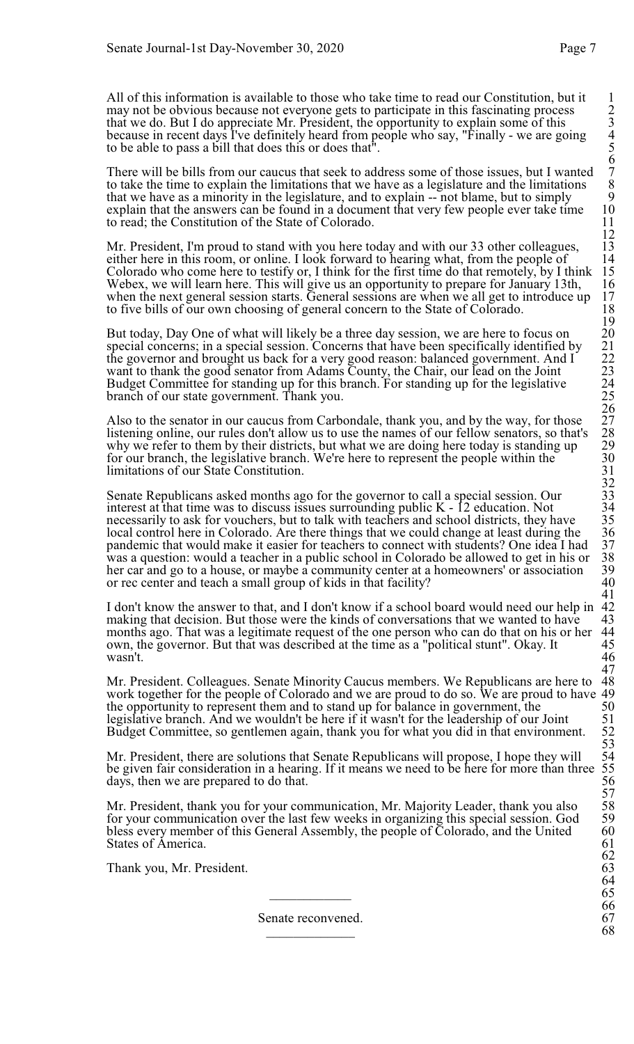All of this information is available to those who take time to read our Constitution, but it may not be obvious because not everyone gets to participate in this fascinating process that we do. But I do appreciate Mr. President, the opportunity to explain some of this because in recent days I've definitely heard from people who say, "Finally - we are going to be able to pass a bill that does this or does that".

There will be bills from our caucus that seek to address some of those issues, but I wanted to take the time to explain the limitations that we have as a legislature and the limitations that we have as a minority in the legislature, and to explain -- not blame, but to simply explain that the answers can be found in a document that very few people ever take time to read; the Constitution of the State of Colorado.

Mr. President, I'm proud to stand with you here today and with our 33 other colleagues, either here in this room, or online. I look forward to hearing what, from the people of Colorado who come here to testify or, I think for the first time do that remotely, by I think Webex, we will learn here. This will give us an opportunity to prepare for January 13th, when the next general session starts. General sessions are when we all get to introduce up to five bills of our own choosing of general concern to the State of Colorado.

But today, Day One of what will likely be a three day session, we are here to focus on special concerns; in a special session. Concerns that have been specifically identified by the governor and brought us back for a very good reason: balanced government. And I want to thank the good senator from Adams County, the Chair, our lead on the Joint Budget Committee for standing up for this branch. For standing up for the legislative branch of our state government. Thank you.

Also to the senator in our caucus from Carbondale, thank you, and by the way, for those listening online, our rules don't allow us to use the names of our fellow senators, so that's why we refer to them by their districts, but what we are doing here today is standing up for our branch, the legislative branch. We're here to represent the people within the limitations of our State Constitution.

Senate Republicans asked months ago for the governor to call a special session. Our interest at that time was to discuss issues surrounding public K - 12 education. Not necessarily to ask for vouchers, but to talk with teachers and school districts, they have local control here in Colorado. Are there things that we could change at least during the pandemic that would make it easier for teachers to connect with students? One idea I had was a question: would a teacher in a public school in Colorado be allowed to get in his or her car and go to a house, or maybe a community center at a homeowners' or association or rec center and teach a small group of kids in that facility?

I don't know the answer to that, and I don't know if a school board would need our help in making that decision. But those were the kinds of conversations that we wanted to have months ago. That was a legitimate request of the one person who can do that on his or her own, the governor. But that was described at the time as a "political stunt". Okay. It wasn't.

Mr. President. Colleagues. Senate Minority Caucus members. We Republicans are here to work together for the people of Colorado and we are proud to do so. We are proud to have the opportunity to represent them and to stand up for balance in government, the legislative branch. And we wouldn't be here if it wasn't for the leadership of our Joint Budget Committee, so gentlemen again, thank you for what you did in that environment.

Mr. President, there are solutions that Senate Republicans will propose, I hope they will be given fair consideration in a hearing. If it means we need to be here for more than three days, then we are prepared to do that.

Mr. President, thank you for your communication, Mr. Majority Leader, thank you also for your communication over the last few weeks in organizing this special session. God bless every member of this General Assembly, the people of Colorado, and the United States of America.

Thank you, Mr. President.

---

Senate reconvened.

---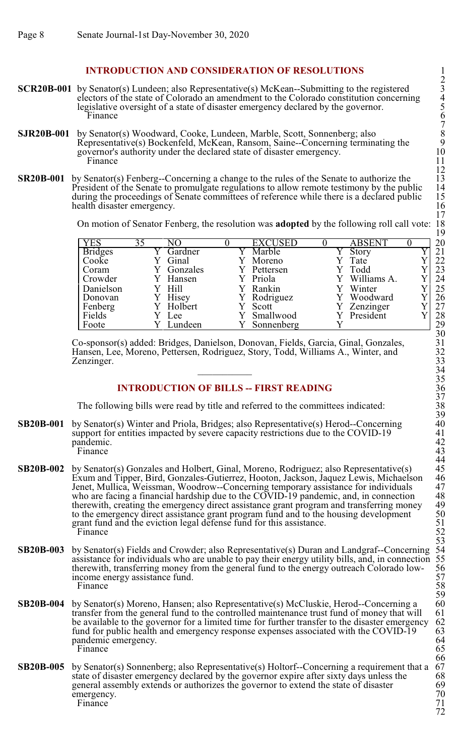## INTRODUCTION AND CONSIDERATION OF RESOLUTIONS

**SCR20B-001** by Senator(s) Lundeen; also Representative(s) McKean--Submitting to the registered electors of the state of Colorado an amendment to the Colorado constitution concerning legislative oversight of a state of disaster emergency declared by the governor.
Finance

**SJR20B-001** by Senator(s) Woodward, Cooke, Lundeen, Marble, Scott, Sonnenberg; also Representative(s) Bockenfeld, McKean, Ransom, Saine--Concerning terminating the governor's authority under the declared state of disaster emergency.
Finance

**SR20B-001** by Senator(s) Fenberg--Concerning a change to the rules of the Senate to authorize the President of the Senate to promulgate regulations to allow remote testimony by the public during the proceedings of Senate committees of reference while there is a declared public health disaster emergency.

On motion of Senator Fenberg, the resolution was **adopted** by the following roll call vote:

| YES | 35 | NO | 0 | EXCUSED | 0 | ABSENT | 0 |
|---|---|---|---|---|---|---|---|
| Bridges | Y | Gardner | Y | Marble | Y | Story | Y |
| Cooke | Y | Ginal | Y | Moreno | Y | Tate | Y |
| Coram | Y | Gonzales | Y | Pettersen | Y | Todd | Y |
| Crowder | Y | Hansen | Y | Priola | Y | Williams A. | Y |
| Danielson | Y | Hill | Y | Rankin | Y | Winter | Y |
| Donovan | Y | Hisey | Y | Rodriguez | Y | Woodward | Y |
| Fenberg | Y | Holbert | Y | Scott | Y | Zenzinger | Y |
| Fields | Y | Lee | Y | Smallwood | Y | President | Y |
| Foote | Y | Lundeen | Y | Sonnenberg | Y | | |

Co-sponsor(s) added: Bridges, Danielson, Donovan, Fields, Garcia, Ginal, Gonzales, Hansen, Lee, Moreno, Pettersen, Rodriguez, Story, Todd, Williams A., Winter, and Zenzinger.

---

## INTRODUCTION OF BILLS -- FIRST READING

The following bills were read by title and referred to the committees indicated:

**SB20B-001** by Senator(s) Winter and Priola, Bridges; also Representative(s) Herod--Concerning support for entities impacted by severe capacity restrictions due to the COVID-19 pandemic.
Finance

**SB20B-002** by Senator(s) Gonzales and Holbert, Ginal, Moreno, Rodriguez; also Representative(s) Exum and Tipper, Bird, Gonzales-Gutierrez, Hooton, Jackson, Jaquez Lewis, Michaelson Jenet, Mullica, Weissman, Woodrow--Concerning temporary assistance for individuals who are facing a financial hardship due to the COVID-19 pandemic, and, in connection therewith, creating the emergency direct assistance grant program and transferring money to the emergency direct assistance grant program fund and to the housing development grant fund and the eviction legal defense fund for this assistance.
Finance

**SB20B-003** by Senator(s) Fields and Crowder; also Representative(s) Duran and Landgraf--Concerning assistance for individuals who are unable to pay their energy utility bills, and, in connection therewith, transferring money from the general fund to the energy outreach Colorado low-income energy assistance fund.
Finance

**SB20B-004** by Senator(s) Moreno, Hansen; also Representative(s) McCluskie, Herod--Concerning a transfer from the general fund to the controlled maintenance trust fund of money that will be available to the governor for a limited time for further transfer to the disaster emergency fund for public health and emergency response expenses associated with the COVID-19 pandemic emergency.
Finance

**SB20B-005** by Senator(s) Sonnenberg; also Representative(s) Holtorf--Concerning a requirement that a state of disaster emergency declared by the governor expire after sixty days unless the general assembly extends or authorizes the governor to extend the state of disaster emergency.
Finance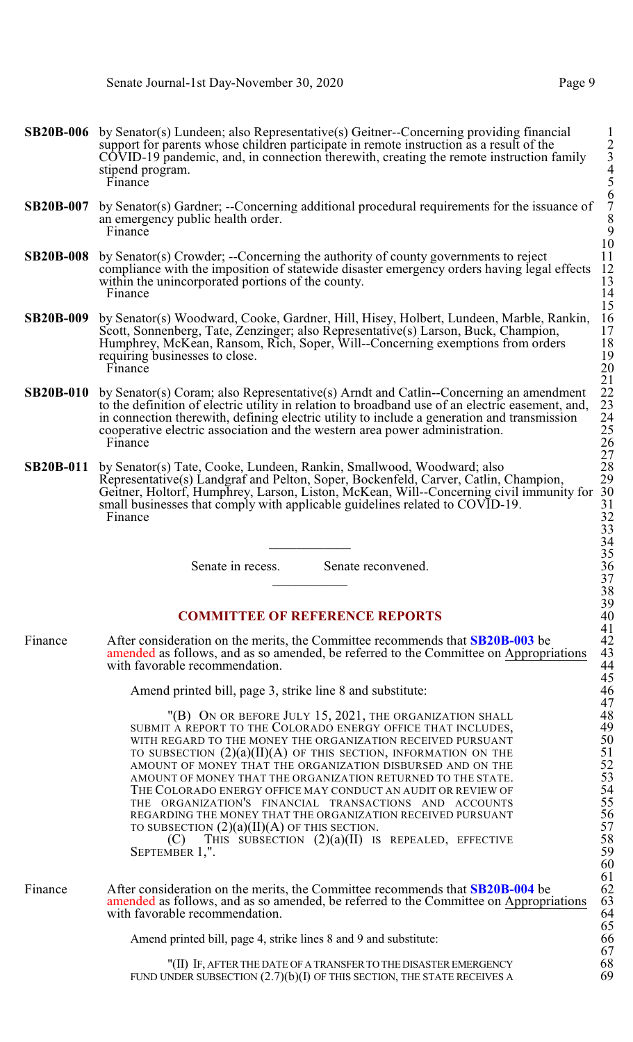**SB20B-006** by Senator(s) Lundeen; also Representative(s) Geitner--Concerning providing financial support for parents whose children participate in remote instruction as a result of the COVID-19 pandemic, and, in connection therewith, creating the remote instruction family stipend program.
Finance

**SB20B-007** by Senator(s) Gardner; --Concerning additional procedural requirements for the issuance of an emergency public health order.
Finance

**SB20B-008** by Senator(s) Crowder; --Concerning the authority of county governments to reject compliance with the imposition of statewide disaster emergency orders having legal effects within the unincorporated portions of the county.
Finance

**SB20B-009** by Senator(s) Woodward, Cooke, Gardner, Hill, Hisey, Holbert, Lundeen, Marble, Rankin, Scott, Sonnenberg, Tate, Zenzinger; also Representative(s) Larson, Buck, Champion, Humphrey, McKean, Ransom, Rich, Soper, Will--Concerning exemptions from orders requiring businesses to close.
Finance

**SB20B-010** by Senator(s) Coram; also Representative(s) Arndt and Catlin--Concerning an amendment to the definition of electric utility in relation to broadband use of an electric easement, and, in connection therewith, defining electric utility to include a generation and transmission cooperative electric association and the western area power administration.
Finance

**SB20B-011** by Senator(s) Tate, Cooke, Lundeen, Rankin, Smallwood, Woodward; also Representative(s) Landgraf and Pelton, Soper, Bockenfeld, Carver, Catlin, Champion, Geitner, Holtorf, Humphrey, Larson, Liston, McKean, Will--Concerning civil immunity for small businesses that comply with applicable guidelines related to COVID-19.
Finance

---

Senate in recess. Senate reconvened.

---

## COMMITTEE OF REFERENCE REPORTS

Finance — After consideration on the merits, the Committee recommends that **SB20B-003** be amended as follows, and as so amended, be referred to the Committee on Appropriations with favorable recommendation.

Amend printed bill, page 3, strike line 8 and substitute:

"(B) ON OR BEFORE JULY 15, 2021, THE ORGANIZATION SHALL SUBMIT A REPORT TO THE COLORADO ENERGY OFFICE THAT INCLUDES, WITH REGARD TO THE MONEY THE ORGANIZATION RECEIVED PURSUANT TO SUBSECTION (2)(a)(II)(A) OF THIS SECTION, INFORMATION ON THE AMOUNT OF MONEY THAT THE ORGANIZATION DISBURSED AND ON THE AMOUNT OF MONEY THAT THE ORGANIZATION RETURNED TO THE STATE. THE COLORADO ENERGY OFFICE MAY CONDUCT AN AUDIT OR REVIEW OF THE ORGANIZATION'S FINANCIAL TRANSACTIONS AND ACCOUNTS REGARDING THE MONEY THAT THE ORGANIZATION RECEIVED PURSUANT TO SUBSECTION (2)(a)(II)(A) OF THIS SECTION.

(C) THIS SUBSECTION (2)(a)(II) IS REPEALED, EFFECTIVE SEPTEMBER 1,".

Finance — After consideration on the merits, the Committee recommends that **SB20B-004** be amended as follows, and as so amended, be referred to the Committee on Appropriations with favorable recommendation.

Amend printed bill, page 4, strike lines 8 and 9 and substitute:

"(II) IF, AFTER THE DATE OF A TRANSFER TO THE DISASTER EMERGENCY FUND UNDER SUBSECTION (2.7)(b)(I) OF THIS SECTION, THE STATE RECEIVES A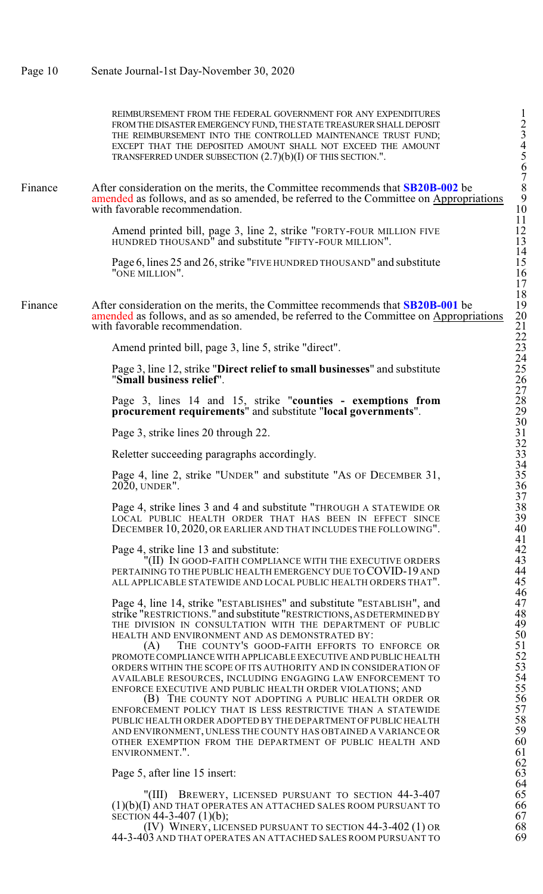REIMBURSEMENT FROM THE FEDERAL GOVERNMENT FOR ANY EXPENDITURES FROM THE DISASTER EMERGENCY FUND, THE STATE TREASURER SHALL DEPOSIT THE REIMBURSEMENT INTO THE CONTROLLED MAINTENANCE TRUST FUND; EXCEPT THAT THE DEPOSITED AMOUNT SHALL NOT EXCEED THE AMOUNT TRANSFERRED UNDER SUBSECTION (2.7)(b)(I) OF THIS SECTION.".

Finance — After consideration on the merits, the Committee recommends that **SB20B-002** be amended as follows, and as so amended, be referred to the Committee on Appropriations with favorable recommendation.

Amend printed bill, page 3, line 2, strike "FORTY-FOUR MILLION FIVE HUNDRED THOUSAND" and substitute "FIFTY-FOUR MILLION".

Page 6, lines 25 and 26, strike "FIVE HUNDRED THOUSAND" and substitute "ONE MILLION".

Finance — After consideration on the merits, the Committee recommends that **SB20B-001** be amended as follows, and as so amended, be referred to the Committee on Appropriations with favorable recommendation.

Amend printed bill, page 3, line 5, strike "direct".

Page 3, line 12, strike "**Direct relief to small businesses**" and substitute "**Small business relief**".

Page 3, lines 14 and 15, strike "**counties - exemptions from procurement requirements**" and substitute "**local governments**".

Page 3, strike lines 20 through 22.

Reletter succeeding paragraphs accordingly.

Page 4, line 2, strike "UNDER" and substitute "AS OF DECEMBER 31, 2020, UNDER".

Page 4, strike lines 3 and 4 and substitute "THROUGH A STATEWIDE OR LOCAL PUBLIC HEALTH ORDER THAT HAS BEEN IN EFFECT SINCE DECEMBER 10, 2020, OR EARLIER AND THAT INCLUDES THE FOLLOWING".

Page 4, strike line 13 and substitute:

"(II) IN GOOD-FAITH COMPLIANCE WITH THE EXECUTIVE ORDERS PERTAINING TO THE PUBLIC HEALTH EMERGENCY DUE TO COVID-19 AND ALL APPLICABLE STATEWIDE AND LOCAL PUBLIC HEALTH ORDERS THAT".

Page 4, line 14, strike "ESTABLISHES" and substitute "ESTABLISH", and strike "RESTRICTIONS." and substitute "RESTRICTIONS, AS DETERMINED BY THE DIVISION IN CONSULTATION WITH THE DEPARTMENT OF PUBLIC HEALTH AND ENVIRONMENT AND AS DEMONSTRATED BY:

(A) THE COUNTY'S GOOD-FAITH EFFORTS TO ENFORCE OR PROMOTE COMPLIANCE WITH APPLICABLE EXECUTIVE AND PUBLIC HEALTH ORDERS WITHIN THE SCOPE OF ITS AUTHORITY AND IN CONSIDERATION OF AVAILABLE RESOURCES, INCLUDING ENGAGING LAW ENFORCEMENT TO ENFORCE EXECUTIVE AND PUBLIC HEALTH ORDER VIOLATIONS; AND

(B) THE COUNTY NOT ADOPTING A PUBLIC HEALTH ORDER OR ENFORCEMENT POLICY THAT IS LESS RESTRICTIVE THAN A STATEWIDE PUBLIC HEALTH ORDER ADOPTED BY THE DEPARTMENT OF PUBLIC HEALTH AND ENVIRONMENT, UNLESS THE COUNTY HAS OBTAINED A VARIANCE OR OTHER EXEMPTION FROM THE DEPARTMENT OF PUBLIC HEALTH AND ENVIRONMENT.".

Page 5, after line 15 insert:

"(III) BREWERY, LICENSED PURSUANT TO SECTION 44-3-407 (1)(b)(I) AND THAT OPERATES AN ATTACHED SALES ROOM PURSUANT TO SECTION 44-3-407 (1)(b);

(IV) WINERY, LICENSED PURSUANT TO SECTION 44-3-402 (1) OR 44-3-403 AND THAT OPERATES AN ATTACHED SALES ROOM PURSUANT TO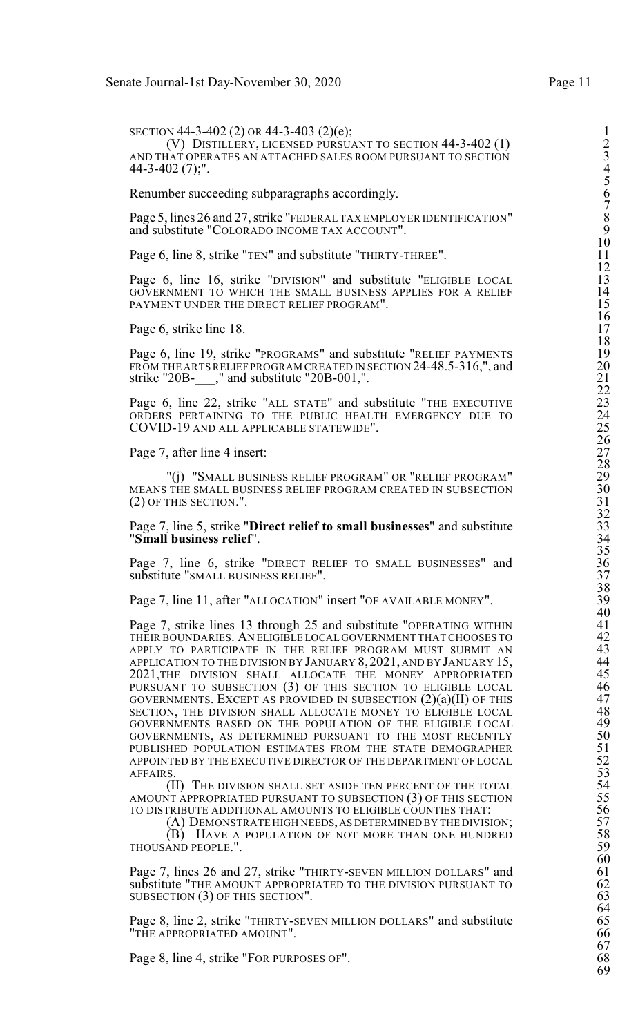SECTION 44-3-402 (2) OR 44-3-403 (2)(e);

(V) DISTILLERY, LICENSED PURSUANT TO SECTION 44-3-402 (1) AND THAT OPERATES AN ATTACHED SALES ROOM PURSUANT TO SECTION 44-3-402 (7);".

Renumber succeeding subparagraphs accordingly.

Page 5, lines 26 and 27, strike "FEDERAL TAX EMPLOYER IDENTIFICATION" and substitute "COLORADO INCOME TAX ACCOUNT".

Page 6, line 8, strike "TEN" and substitute "THIRTY-THREE".

Page 6, line 16, strike "DIVISION" and substitute "ELIGIBLE LOCAL GOVERNMENT TO WHICH THE SMALL BUSINESS APPLIES FOR A RELIEF PAYMENT UNDER THE DIRECT RELIEF PROGRAM".

Page 6, strike line 18.

Page 6, line 19, strike "PROGRAMS" and substitute "RELIEF PAYMENTS FROM THE ARTS RELIEF PROGRAM CREATED IN SECTION 24-48.5-316,", and strike "20B-___," and substitute "20B-001,".

Page 6, line 22, strike "ALL STATE" and substitute "THE EXECUTIVE ORDERS PERTAINING TO THE PUBLIC HEALTH EMERGENCY DUE TO COVID-19 AND ALL APPLICABLE STATEWIDE".

Page 7, after line 4 insert:

"(j) "SMALL BUSINESS RELIEF PROGRAM" OR "RELIEF PROGRAM" MEANS THE SMALL BUSINESS RELIEF PROGRAM CREATED IN SUBSECTION (2) OF THIS SECTION.".

Page 7, line 5, strike "**Direct relief to small businesses**" and substitute "**Small business relief**".

Page 7, line 6, strike "DIRECT RELIEF TO SMALL BUSINESSES" and substitute "SMALL BUSINESS RELIEF".

Page 7, line 11, after "ALLOCATION" insert "OF AVAILABLE MONEY".

Page 7, strike lines 13 through 25 and substitute "OPERATING WITHIN THEIR BOUNDARIES. AN ELIGIBLE LOCAL GOVERNMENT THAT CHOOSES TO APPLY TO PARTICIPATE IN THE RELIEF PROGRAM MUST SUBMIT AN APPLICATION TO THE DIVISION BY JANUARY 8, 2021, AND BY JANUARY 15, 2021,THE DIVISION SHALL ALLOCATE THE MONEY APPROPRIATED PURSUANT TO SUBSECTION (3) OF THIS SECTION TO ELIGIBLE LOCAL GOVERNMENTS. EXCEPT AS PROVIDED IN SUBSECTION (2)(a)(II) OF THIS SECTION, THE DIVISION SHALL ALLOCATE MONEY TO ELIGIBLE LOCAL GOVERNMENTS BASED ON THE POPULATION OF THE ELIGIBLE LOCAL GOVERNMENTS, AS DETERMINED PURSUANT TO THE MOST RECENTLY PUBLISHED POPULATION ESTIMATES FROM THE STATE DEMOGRAPHER APPOINTED BY THE EXECUTIVE DIRECTOR OF THE DEPARTMENT OF LOCAL AFFAIRS.

(II) THE DIVISION SHALL SET ASIDE TEN PERCENT OF THE TOTAL AMOUNT APPROPRIATED PURSUANT TO SUBSECTION (3) OF THIS SECTION TO DISTRIBUTE ADDITIONAL AMOUNTS TO ELIGIBLE COUNTIES THAT:

(A) DEMONSTRATE HIGH NEEDS, AS DETERMINED BY THE DIVISION;

(B) HAVE A POPULATION OF NOT MORE THAN ONE HUNDRED THOUSAND PEOPLE.".

Page 7, lines 26 and 27, strike "THIRTY-SEVEN MILLION DOLLARS" and substitute "THE AMOUNT APPROPRIATED TO THE DIVISION PURSUANT TO SUBSECTION (3) OF THIS SECTION".

Page 8, line 2, strike "THIRTY-SEVEN MILLION DOLLARS" and substitute "THE APPROPRIATED AMOUNT".

Page 8, line 4, strike "FOR PURPOSES OF".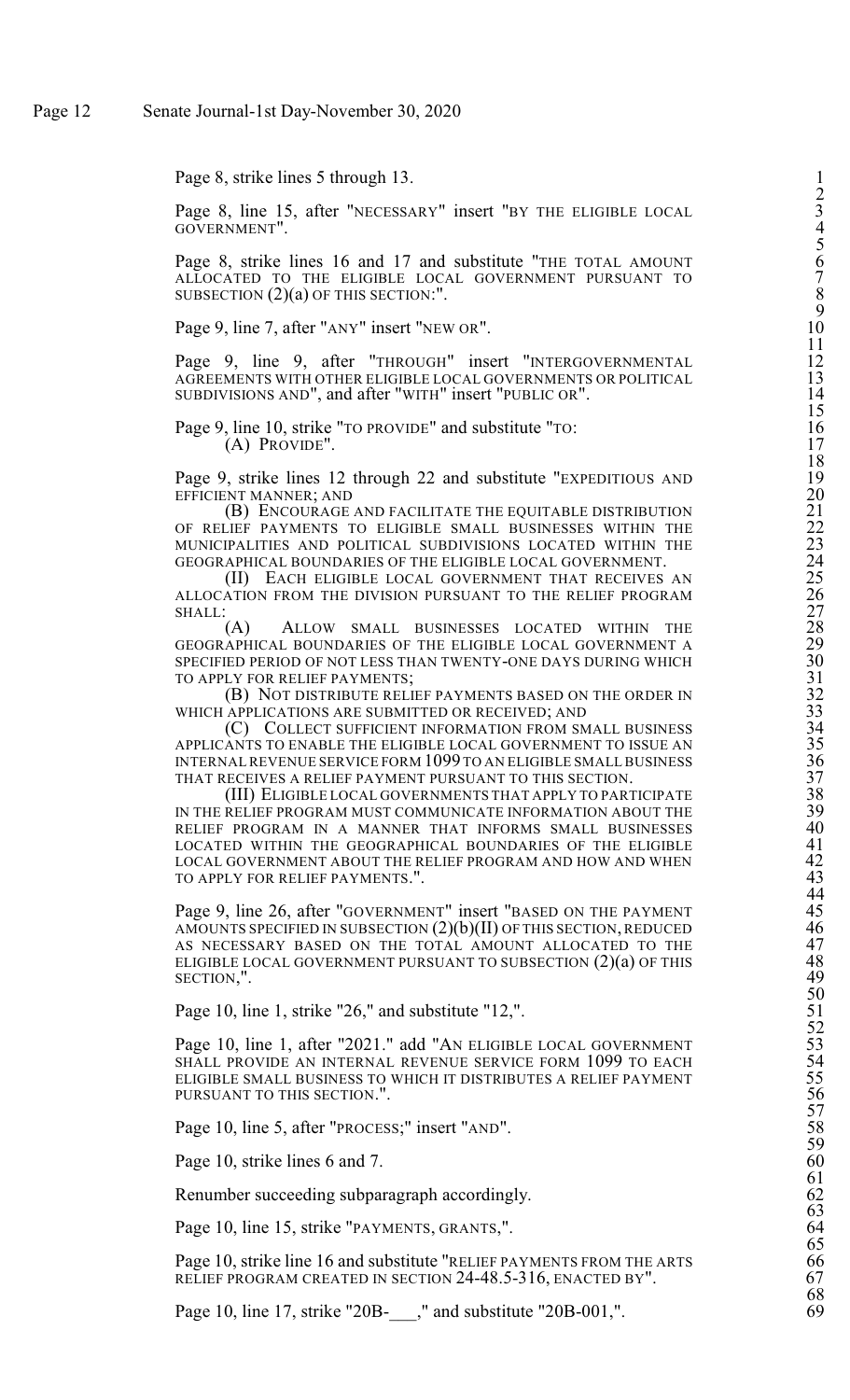Page 8, strike lines 5 through 13.

Page 8, line 15, after "NECESSARY" insert "BY THE ELIGIBLE LOCAL GOVERNMENT".

Page 8, strike lines 16 and 17 and substitute "THE TOTAL AMOUNT ALLOCATED TO THE ELIGIBLE LOCAL GOVERNMENT PURSUANT TO SUBSECTION (2)(a) OF THIS SECTION:".

Page 9, line 7, after "ANY" insert "NEW OR".

Page 9, line 9, after "THROUGH" insert "INTERGOVERNMENTAL AGREEMENTS WITH OTHER ELIGIBLE LOCAL GOVERNMENTS OR POLITICAL SUBDIVISIONS AND", and after "WITH" insert "PUBLIC OR".

Page 9, line 10, strike "TO PROVIDE" and substitute "TO:
(A) PROVIDE".

Page 9, strike lines 12 through 22 and substitute "EXPEDITIOUS AND EFFICIENT MANNER; AND

(B) ENCOURAGE AND FACILITATE THE EQUITABLE DISTRIBUTION OF RELIEF PAYMENTS TO ELIGIBLE SMALL BUSINESSES WITHIN THE MUNICIPALITIES AND POLITICAL SUBDIVISIONS LOCATED WITHIN THE GEOGRAPHICAL BOUNDARIES OF THE ELIGIBLE LOCAL GOVERNMENT.

(II) EACH ELIGIBLE LOCAL GOVERNMENT THAT RECEIVES AN ALLOCATION FROM THE DIVISION PURSUANT TO THE RELIEF PROGRAM SHALL:

(A) ALLOW SMALL BUSINESSES LOCATED WITHIN THE GEOGRAPHICAL BOUNDARIES OF THE ELIGIBLE LOCAL GOVERNMENT A SPECIFIED PERIOD OF NOT LESS THAN TWENTY-ONE DAYS DURING WHICH TO APPLY FOR RELIEF PAYMENTS;

(B) NOT DISTRIBUTE RELIEF PAYMENTS BASED ON THE ORDER IN WHICH APPLICATIONS ARE SUBMITTED OR RECEIVED; AND

(C) COLLECT SUFFICIENT INFORMATION FROM SMALL BUSINESS APPLICANTS TO ENABLE THE ELIGIBLE LOCAL GOVERNMENT TO ISSUE AN INTERNAL REVENUE SERVICE FORM 1099 TO AN ELIGIBLE SMALL BUSINESS THAT RECEIVES A RELIEF PAYMENT PURSUANT TO THIS SECTION.

(III) ELIGIBLE LOCAL GOVERNMENTS THAT APPLY TO PARTICIPATE IN THE RELIEF PROGRAM MUST COMMUNICATE INFORMATION ABOUT THE RELIEF PROGRAM IN A MANNER THAT INFORMS SMALL BUSINESSES LOCATED WITHIN THE GEOGRAPHICAL BOUNDARIES OF THE ELIGIBLE LOCAL GOVERNMENT ABOUT THE RELIEF PROGRAM AND HOW AND WHEN TO APPLY FOR RELIEF PAYMENTS.".

Page 9, line 26, after "GOVERNMENT" insert "BASED ON THE PAYMENT AMOUNTS SPECIFIED IN SUBSECTION (2)(b)(II) OF THIS SECTION, REDUCED AS NECESSARY BASED ON THE TOTAL AMOUNT ALLOCATED TO THE ELIGIBLE LOCAL GOVERNMENT PURSUANT TO SUBSECTION (2)(a) OF THIS SECTION,".

Page 10, line 1, strike "26," and substitute "12,".

Page 10, line 1, after "2021." add "AN ELIGIBLE LOCAL GOVERNMENT SHALL PROVIDE AN INTERNAL REVENUE SERVICE FORM 1099 TO EACH ELIGIBLE SMALL BUSINESS TO WHICH IT DISTRIBUTES A RELIEF PAYMENT PURSUANT TO THIS SECTION.".

Page 10, line 5, after "PROCESS;" insert "AND".

Page 10, strike lines 6 and 7.

Renumber succeeding subparagraph accordingly.

Page 10, line 15, strike "PAYMENTS, GRANTS,".

Page 10, strike line 16 and substitute "RELIEF PAYMENTS FROM THE ARTS RELIEF PROGRAM CREATED IN SECTION 24-48.5-316, ENACTED BY".

Page 10, line 17, strike "20B-___," and substitute "20B-001,".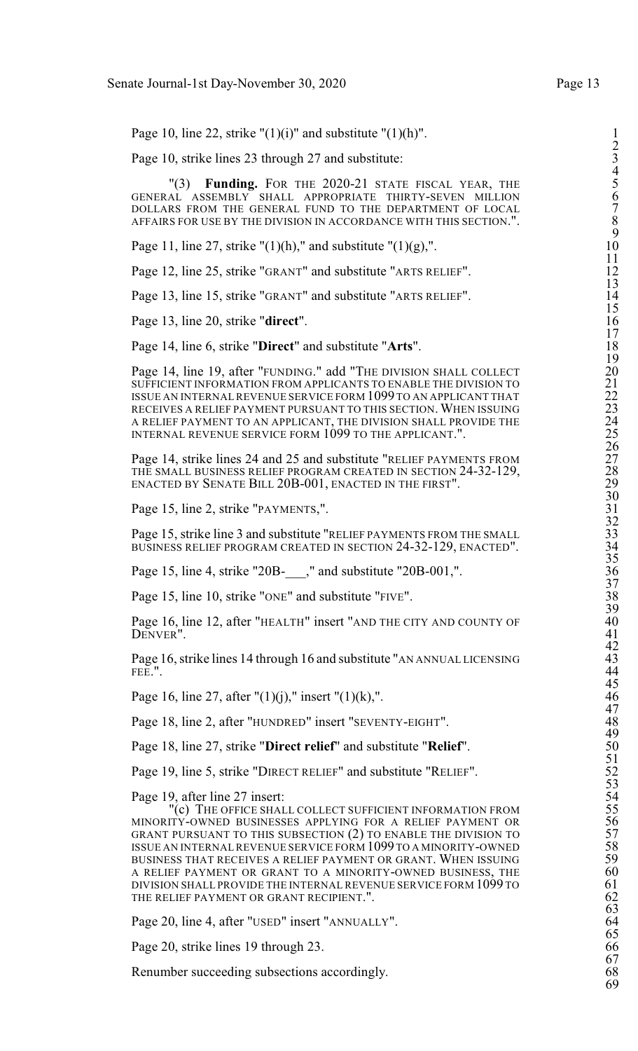Page 10, line 22, strike "(1)(i)" and substitute "(1)(h)".

Page 10, strike lines 23 through 27 and substitute:

"(3) **Funding.** FOR THE 2020-21 STATE FISCAL YEAR, THE GENERAL ASSEMBLY SHALL APPROPRIATE THIRTY-SEVEN MILLION DOLLARS FROM THE GENERAL FUND TO THE DEPARTMENT OF LOCAL AFFAIRS FOR USE BY THE DIVISION IN ACCORDANCE WITH THIS SECTION.".

Page 11, line 27, strike "(1)(h)," and substitute "(1)(g),".

Page 12, line 25, strike "GRANT" and substitute "ARTS RELIEF".

Page 13, line 15, strike "GRANT" and substitute "ARTS RELIEF".

Page 13, line 20, strike "**direct**".

Page 14, line 6, strike "**Direct**" and substitute "**Arts**".

Page 14, line 19, after "FUNDING." add "THE DIVISION SHALL COLLECT SUFFICIENT INFORMATION FROM APPLICANTS TO ENABLE THE DIVISION TO ISSUE AN INTERNAL REVENUE SERVICE FORM 1099 TO AN APPLICANT THAT RECEIVES A RELIEF PAYMENT PURSUANT TO THIS SECTION. WHEN ISSUING A RELIEF PAYMENT TO AN APPLICANT, THE DIVISION SHALL PROVIDE THE INTERNAL REVENUE SERVICE FORM 1099 TO THE APPLICANT.".

Page 14, strike lines 24 and 25 and substitute "RELIEF PAYMENTS FROM THE SMALL BUSINESS RELIEF PROGRAM CREATED IN SECTION 24-32-129, ENACTED BY SENATE BILL 20B-001, ENACTED IN THE FIRST".

Page 15, line 2, strike "PAYMENTS,".

Page 15, strike line 3 and substitute "RELIEF PAYMENTS FROM THE SMALL BUSINESS RELIEF PROGRAM CREATED IN SECTION 24-32-129, ENACTED".

Page 15, line 4, strike "20B-___," and substitute "20B-001,".

Page 15, line 10, strike "ONE" and substitute "FIVE".

Page 16, line 12, after "HEALTH" insert "AND THE CITY AND COUNTY OF DENVER".

Page 16, strike lines 14 through 16 and substitute "AN ANNUAL LICENSING FEE.".

Page 16, line 27, after "(1)(j)," insert "(1)(k),".

Page 18, line 2, after "HUNDRED" insert "SEVENTY-EIGHT".

Page 18, line 27, strike "**Direct relief**" and substitute "**Relief**".

Page 19, line 5, strike "DIRECT RELIEF" and substitute "RELIEF".

Page 19, after line 27 insert:

"(c) THE OFFICE SHALL COLLECT SUFFICIENT INFORMATION FROM MINORITY-OWNED BUSINESSES APPLYING FOR A RELIEF PAYMENT OR GRANT PURSUANT TO THIS SUBSECTION (2) TO ENABLE THE DIVISION TO ISSUE AN INTERNAL REVENUE SERVICE FORM 1099 TO A MINORITY-OWNED BUSINESS THAT RECEIVES A RELIEF PAYMENT OR GRANT. WHEN ISSUING A RELIEF PAYMENT OR GRANT TO A MINORITY-OWNED BUSINESS, THE DIVISION SHALL PROVIDE THE INTERNAL REVENUE SERVICE FORM 1099 TO THE RELIEF PAYMENT OR GRANT RECIPIENT.".

Page 20, line 4, after "USED" insert "ANNUALLY".

Page 20, strike lines 19 through 23.

Renumber succeeding subsections accordingly.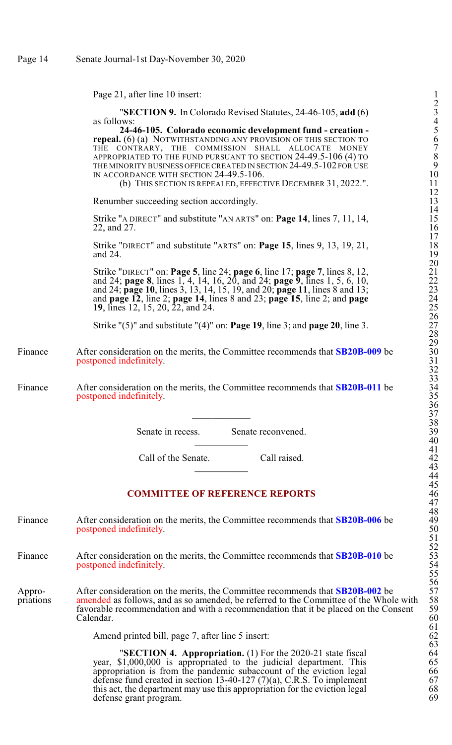Page 21, after line 10 insert:

"**SECTION 9.** In Colorado Revised Statutes, 24-46-105, **add** (6) as follows:

**24-46-105. Colorado economic development fund - creation - repeal.** (6) (a) NOTWITHSTANDING ANY PROVISION OF THIS SECTION TO THE CONTRARY, THE COMMISSION SHALL ALLOCATE MONEY APPROPRIATED TO THE FUND PURSUANT TO SECTION 24-49.5-106 (4) TO THE MINORITY BUSINESS OFFICE CREATED IN SECTION 24-49.5-102 FOR USE IN ACCORDANCE WITH SECTION 24-49.5-106.

(b) THIS SECTION IS REPEALED, EFFECTIVE DECEMBER 31, 2022.".

Renumber succeeding section accordingly.

Strike "A DIRECT" and substitute "AN ARTS" on: **Page 14**, lines 7, 11, 14, 22, and 27.

Strike "DIRECT" and substitute "ARTS" on: **Page 15**, lines 9, 13, 19, 21, and 24.

Strike "DIRECT" on: **Page 5**, line 24; **page 6**, line 17; **page 7**, lines 8, 12, and 24; **page 8**, lines 1, 4, 14, 16, 20, and 24; **page 9**, lines 1, 5, 6, 10, and 24; **page 10**, lines 3, 13, 14, 15, 19, and 20; **page 11**, lines 8 and 13; and **page 12**, line 2; **page 14**, lines 8 and 23; **page 15**, line 2; and **page 19**, lines 12, 15, 20, 22, and 24.

Strike "(5)" and substitute "(4)" on: **Page 19**, line 3; and **page 20**, line 3.

Finance — After consideration on the merits, the Committee recommends that **SB20B-009** be postponed indefinitely.

Finance — After consideration on the merits, the Committee recommends that **SB20B-011** be postponed indefinitely.

---

Senate in recess. Senate reconvened.

---

Call of the Senate. Call raised.

---

## COMMITTEE OF REFERENCE REPORTS

Finance — After consideration on the merits, the Committee recommends that **SB20B-006** be postponed indefinitely.

Finance — After consideration on the merits, the Committee recommends that **SB20B-010** be postponed indefinitely.

Appropriations — After consideration on the merits, the Committee recommends that **SB20B-002** be amended as follows, and as so amended, be referred to the Committee of the Whole with favorable recommendation and with a recommendation that it be placed on the Consent Calendar.

Amend printed bill, page 7, after line 5 insert:

"**SECTION 4. Appropriation.** (1) For the 2020-21 state fiscal year, $1,000,000 is appropriated to the judicial department. This appropriation is from the pandemic subaccount of the eviction legal defense fund created in section 13-40-127 (7)(a), C.R.S. To implement this act, the department may use this appropriation for the eviction legal defense grant program.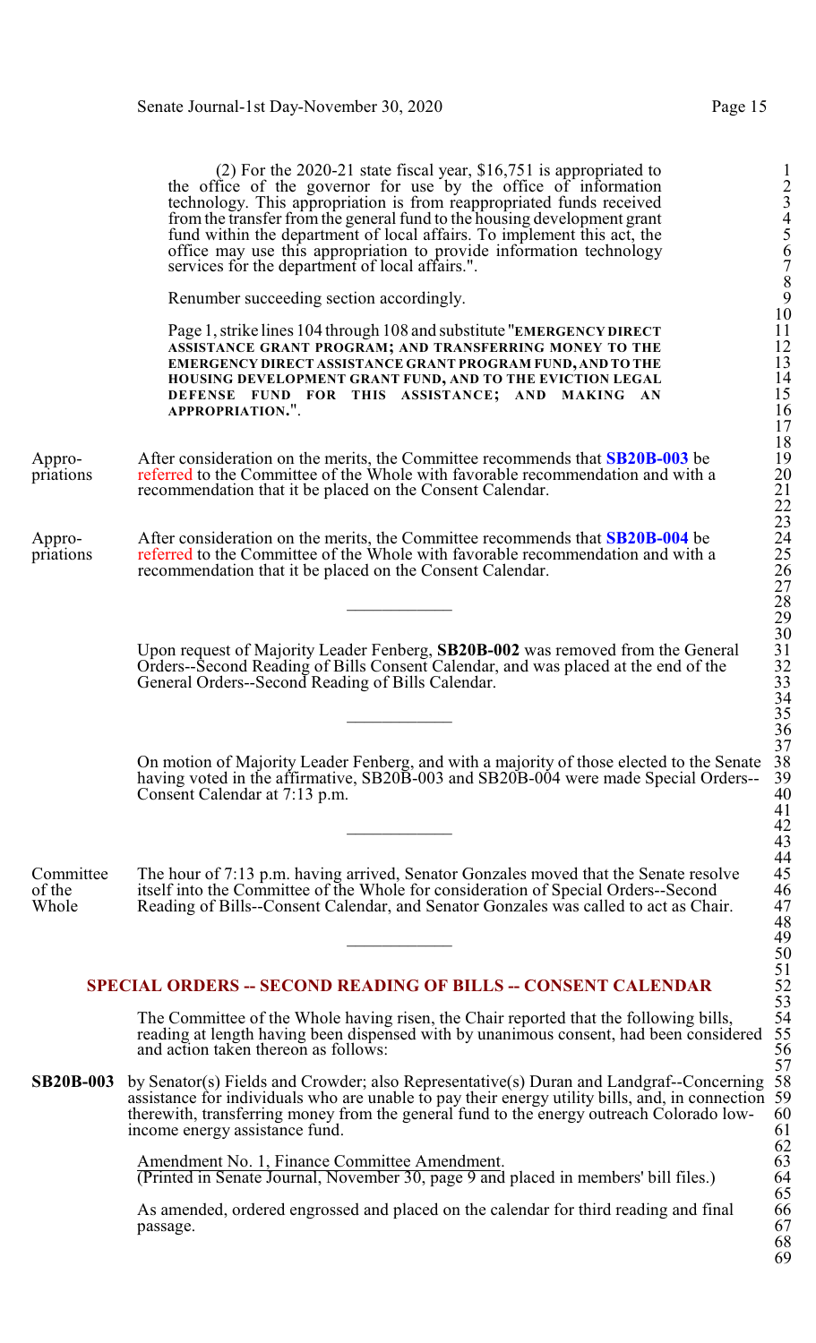(2) For the 2020-21 state fiscal year, $16,751 is appropriated to the office of the governor for use by the office of information technology. This appropriation is from reappropriated funds received from the transfer from the general fund to the housing development grant fund within the department of local affairs. To implement this act, the office may use this appropriation to provide information technology services for the department of local affairs.".

Renumber succeeding section accordingly.

Page 1, strike lines 104 through 108 and substitute "**EMERGENCY DIRECT ASSISTANCE GRANT PROGRAM; AND TRANSFERRING MONEY TO THE EMERGENCY DIRECT ASSISTANCE GRANT PROGRAM FUND, AND TO THE HOUSING DEVELOPMENT GRANT FUND, AND TO THE EVICTION LEGAL DEFENSE FUND FOR THIS ASSISTANCE; AND MAKING AN APPROPRIATION.**".

Appropriations — After consideration on the merits, the Committee recommends that **SB20B-003** be referred to the Committee of the Whole with favorable recommendation and with a recommendation that it be placed on the Consent Calendar.

Appropriations — After consideration on the merits, the Committee recommends that **SB20B-004** be referred to the Committee of the Whole with favorable recommendation and with a recommendation that it be placed on the Consent Calendar.

---

Upon request of Majority Leader Fenberg, **SB20B-002** was removed from the General Orders--Second Reading of Bills Consent Calendar, and was placed at the end of the General Orders--Second Reading of Bills Calendar.

---

On motion of Majority Leader Fenberg, and with a majority of those elected to the Senate having voted in the affirmative, SB20B-003 and SB20B-004 were made Special Orders--Consent Calendar at 7:13 p.m.

---

Committee of the Whole — The hour of 7:13 p.m. having arrived, Senator Gonzales moved that the Senate resolve itself into the Committee of the Whole for consideration of Special Orders--Second Reading of Bills--Consent Calendar, and Senator Gonzales was called to act as Chair.

---

## SPECIAL ORDERS -- SECOND READING OF BILLS -- CONSENT CALENDAR

The Committee of the Whole having risen, the Chair reported that the following bills, reading at length having been dispensed with by unanimous consent, had been considered and action taken thereon as follows:

**SB20B-003** by Senator(s) Fields and Crowder; also Representative(s) Duran and Landgraf--Concerning assistance for individuals who are unable to pay their energy utility bills, and, in connection therewith, transferring money from the general fund to the energy outreach Colorado low-income energy assistance fund.

Amendment No. 1, Finance Committee Amendment.
(Printed in Senate Journal, November 30, page 9 and placed in members' bill files.)

As amended, ordered engrossed and placed on the calendar for third reading and final passage.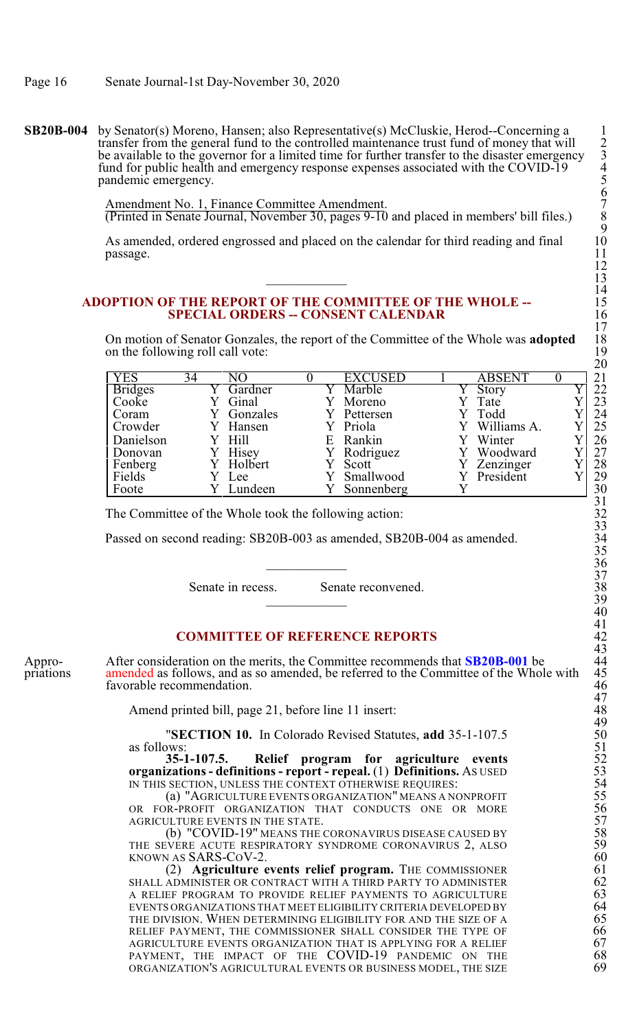**SB20B-004** by Senator(s) Moreno, Hansen; also Representative(s) McCluskie, Herod--Concerning a transfer from the general fund to the controlled maintenance trust fund of money that will be available to the governor for a limited time for further transfer to the disaster emergency fund for public health and emergency response expenses associated with the COVID-19 pandemic emergency.

Amendment No. 1, Finance Committee Amendment.
(Printed in Senate Journal, November 30, pages 9-10 and placed in members' bill files.)

As amended, ordered engrossed and placed on the calendar for third reading and final passage.

## ADOPTION OF THE REPORT OF THE COMMITTEE OF THE WHOLE -- SPECIAL ORDERS -- CONSENT CALENDAR

On motion of Senator Gonzales, the report of the Committee of the Whole was **adopted** on the following roll call vote:

| YES | 34 | NO | 0 | EXCUSED | 1 | ABSENT | 0 |
|---|---|---|---|---|---|---|---|
| Bridges | Y | Gardner | Y | Marble | Y | Story | Y |
| Cooke | Y | Ginal | Y | Moreno | Y | Tate | Y |
| Coram | Y | Gonzales | Y | Pettersen | Y | Todd | Y |
| Crowder | Y | Hansen | Y | Priola | Y | Williams A. | Y |
| Danielson | Y | Hill | E | Rankin | Y | Winter | Y |
| Donovan | Y | Hisey | Y | Rodriguez | Y | Woodward | Y |
| Fenberg | Y | Holbert | Y | Scott | Y | Zenzinger | Y |
| Fields | Y | Lee | Y | Smallwood | Y | President | Y |
| Foote | Y | Lundeen | Y | Sonnenberg | Y | | |

The Committee of the Whole took the following action:

Passed on second reading: SB20B-003 as amended, SB20B-004 as amended.

Senate in recess. Senate reconvened.

## COMMITTEE OF REFERENCE REPORTS

Appropriations

After consideration on the merits, the Committee recommends that **SB20B-001** be amended as follows, and as so amended, be referred to the Committee of the Whole with favorable recommendation.

Amend printed bill, page 21, before line 11 insert:

"**SECTION 10.** In Colorado Revised Statutes, **add** 35-1-107.5 as follows:

**35-1-107.5. Relief program for agriculture events organizations - definitions - report - repeal.** (1) **Definitions.** AS USED IN THIS SECTION, UNLESS THE CONTEXT OTHERWISE REQUIRES:

(a) "AGRICULTURE EVENTS ORGANIZATION" MEANS A NONPROFIT OR FOR-PROFIT ORGANIZATION THAT CONDUCTS ONE OR MORE AGRICULTURE EVENTS IN THE STATE.

(b) "COVID-19" MEANS THE CORONAVIRUS DISEASE CAUSED BY THE SEVERE ACUTE RESPIRATORY SYNDROME CORONAVIRUS 2, ALSO KNOWN AS SARS-COV-2.

(2) **Agriculture events relief program.** THE COMMISSIONER SHALL ADMINISTER OR CONTRACT WITH A THIRD PARTY TO ADMINISTER A RELIEF PROGRAM TO PROVIDE RELIEF PAYMENTS TO AGRICULTURE EVENTS ORGANIZATIONS THAT MEET ELIGIBILITY CRITERIA DEVELOPED BY THE DIVISION. WHEN DETERMINING ELIGIBILITY FOR AND THE SIZE OF A RELIEF PAYMENT, THE COMMISSIONER SHALL CONSIDER THE TYPE OF AGRICULTURE EVENTS ORGANIZATION THAT IS APPLYING FOR A RELIEF PAYMENT, THE IMPACT OF THE COVID-19 PANDEMIC ON THE ORGANIZATION'S AGRICULTURAL EVENTS OR BUSINESS MODEL, THE SIZE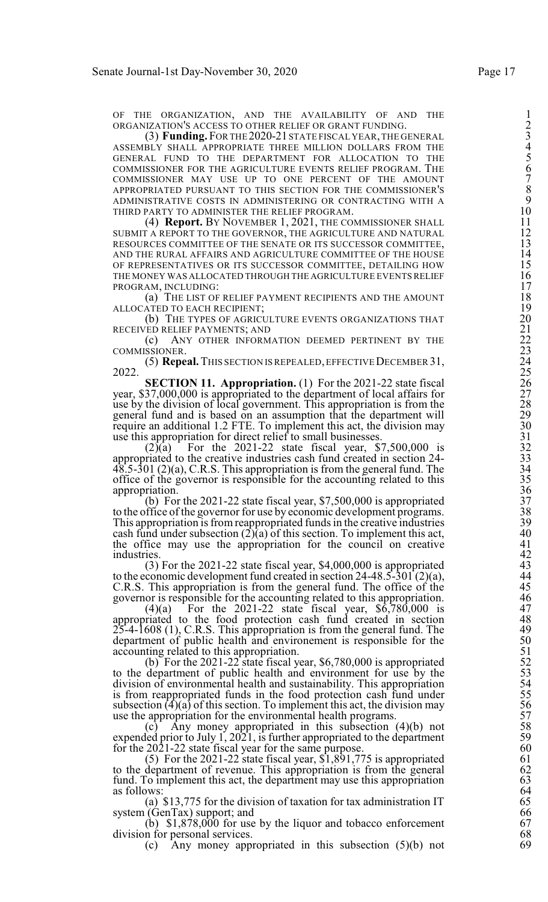OF THE ORGANIZATION, AND THE AVAILABILITY OF AND THE ORGANIZATION'S ACCESS TO OTHER RELIEF OR GRANT FUNDING.

(3) **Funding.** FOR THE 2020-21 STATE FISCAL YEAR, THE GENERAL ASSEMBLY SHALL APPROPRIATE THREE MILLION DOLLARS FROM THE GENERAL FUND TO THE DEPARTMENT FOR ALLOCATION TO THE COMMISSIONER FOR THE AGRICULTURE EVENTS RELIEF PROGRAM. THE COMMISSIONER MAY USE UP TO ONE PERCENT OF THE AMOUNT APPROPRIATED PURSUANT TO THIS SECTION FOR THE COMMISSIONER'S ADMINISTRATIVE COSTS IN ADMINISTERING OR CONTRACTING WITH A THIRD PARTY TO ADMINISTER THE RELIEF PROGRAM.

(4) **Report.** BY NOVEMBER 1, 2021, THE COMMISSIONER SHALL SUBMIT A REPORT TO THE GOVERNOR, THE AGRICULTURE AND NATURAL RESOURCES COMMITTEE OF THE SENATE OR ITS SUCCESSOR COMMITTEE, AND THE RURAL AFFAIRS AND AGRICULTURE COMMITTEE OF THE HOUSE OF REPRESENTATIVES OR ITS SUCCESSOR COMMITTEE, DETAILING HOW THE MONEY WAS ALLOCATED THROUGH THE AGRICULTURE EVENTS RELIEF PROGRAM, INCLUDING:

(a) THE LIST OF RELIEF PAYMENT RECIPIENTS AND THE AMOUNT ALLOCATED TO EACH RECIPIENT;

(b) THE TYPES OF AGRICULTURE EVENTS ORGANIZATIONS THAT RECEIVED RELIEF PAYMENTS; AND

(c) ANY OTHER INFORMATION DEEMED PERTINENT BY THE COMMISSIONER.

(5) **Repeal.** THIS SECTION IS REPEALED, EFFECTIVE DECEMBER 31, 2022.

**SECTION 11. Appropriation.** (1) For the 2021-22 state fiscal year, $37,000,000 is appropriated to the department of local affairs for use by the division of local government. This appropriation is from the general fund and is based on an assumption that the department will require an additional 1.2 FTE. To implement this act, the division may use this appropriation for direct relief to small businesses.

(2)(a) For the 2021-22 state fiscal year, $7,500,000 is appropriated to the creative industries cash fund created in section 24-48.5-301 (2)(a), C.R.S. This appropriation is from the general fund. The office of the governor is responsible for the accounting related to this appropriation.

(b) For the 2021-22 state fiscal year, $7,500,000 is appropriated to the office of the governor for use by economic development programs. This appropriation is from reappropriated funds in the creative industries cash fund under subsection (2)(a) of this section. To implement this act, the office may use the appropriation for the council on creative industries.

(3) For the 2021-22 state fiscal year, $4,000,000 is appropriated to the economic development fund created in section 24-48.5-301 (2)(a), C.R.S. This appropriation is from the general fund. The office of the governor is responsible for the accounting related to this appropriation.

(4)(a) For the 2021-22 state fiscal year, $6,780,000 is appropriated to the food protection cash fund created in section 25-4-1608 (1), C.R.S. This appropriation is from the general fund. The department of public health and environement is responsible for the accounting related to this appropriation.

(b) For the 2021-22 state fiscal year, $6,780,000 is appropriated to the department of public health and environment for use by the division of environmental health and sustainability. This appropriation is from reappropriated funds in the food protection cash fund under subsection (4)(a) of this section. To implement this act, the division may use the appropriation for the environmental health programs.

(c) Any money appropriated in this subsection (4)(b) not expended prior to July 1, 2021, is further appropriated to the department for the 2021-22 state fiscal year for the same purpose.

(5) For the 2021-22 state fiscal year, $1,891,775 is appropriated to the department of revenue. This appropriation is from the general fund. To implement this act, the department may use this appropriation as follows:

(a) $13,775 for the division of taxation for tax administration IT system (GenTax) support; and

(b) $1,878,000 for use by the liquor and tobacco enforcement division for personal services.

(c) Any money appropriated in this subsection (5)(b) not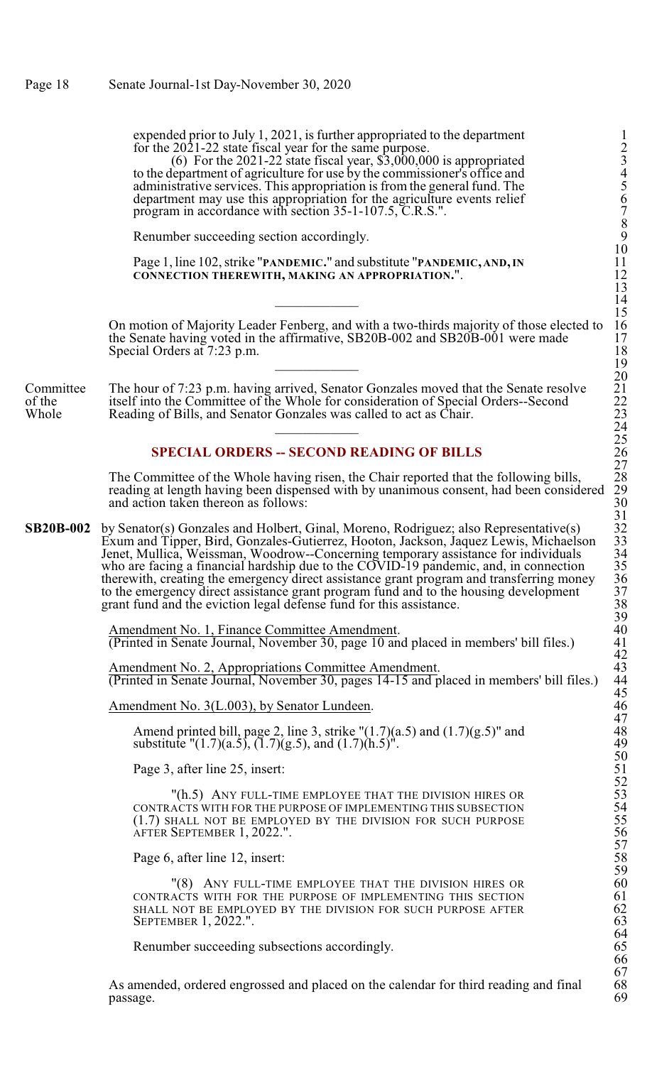expended prior to July 1, 2021, is further appropriated to the department for the 2021-22 state fiscal year for the same purpose.

(6) For the 2021-22 state fiscal year, $3,000,000 is appropriated to the department of agriculture for use by the commissioner's office and administrative services. This appropriation is from the general fund. The department may use this appropriation for the agriculture events relief program in accordance with section 35-1-107.5, C.R.S.".

Renumber succeeding section accordingly.

Page 1, line 102, strike "**PANDEMIC.**" and substitute "**PANDEMIC, AND, IN CONNECTION THEREWITH, MAKING AN APPROPRIATION.**".

---

On motion of Majority Leader Fenberg, and with a two-thirds majority of those elected to the Senate having voted in the affirmative, SB20B-002 and SB20B-001 were made Special Orders at 7:23 p.m.

---

Committee of the Whole

The hour of 7:23 p.m. having arrived, Senator Gonzales moved that the Senate resolve itself into the Committee of the Whole for consideration of Special Orders--Second Reading of Bills, and Senator Gonzales was called to act as Chair.

---

## SPECIAL ORDERS -- SECOND READING OF BILLS

The Committee of the Whole having risen, the Chair reported that the following bills, reading at length having been dispensed with by unanimous consent, had been considered and action taken thereon as follows:

**SB20B-002** by Senator(s) Gonzales and Holbert, Ginal, Moreno, Rodriguez; also Representative(s) Exum and Tipper, Bird, Gonzales-Gutierrez, Hooton, Jackson, Jaquez Lewis, Michaelson Jenet, Mullica, Weissman, Woodrow--Concerning temporary assistance for individuals who are facing a financial hardship due to the COVID-19 pandemic, and, in connection therewith, creating the emergency direct assistance grant program and transferring money to the emergency direct assistance grant program fund and to the housing development grant fund and the eviction legal defense fund for this assistance.

Amendment No. 1, Finance Committee Amendment.
(Printed in Senate Journal, November 30, page 10 and placed in members' bill files.)

Amendment No. 2, Appropriations Committee Amendment.
(Printed in Senate Journal, November 30, pages 14-15 and placed in members' bill files.)

Amendment No. 3(L.003), by Senator Lundeen.

Amend printed bill, page 2, line 3, strike "(1.7)(a.5) and (1.7)(g.5)" and substitute "(1.7)(a.5), (1.7)(g.5), and (1.7)(h.5)".

Page 3, after line 25, insert:

"(h.5) ANY FULL-TIME EMPLOYEE THAT THE DIVISION HIRES OR CONTRACTS WITH FOR THE PURPOSE OF IMPLEMENTING THIS SUBSECTION (1.7) SHALL NOT BE EMPLOYED BY THE DIVISION FOR SUCH PURPOSE AFTER SEPTEMBER 1, 2022.".

Page 6, after line 12, insert:

"(8) ANY FULL-TIME EMPLOYEE THAT THE DIVISION HIRES OR CONTRACTS WITH FOR THE PURPOSE OF IMPLEMENTING THIS SECTION SHALL NOT BE EMPLOYED BY THE DIVISION FOR SUCH PURPOSE AFTER SEPTEMBER 1, 2022.".

Renumber succeeding subsections accordingly.

As amended, ordered engrossed and placed on the calendar for third reading and final passage.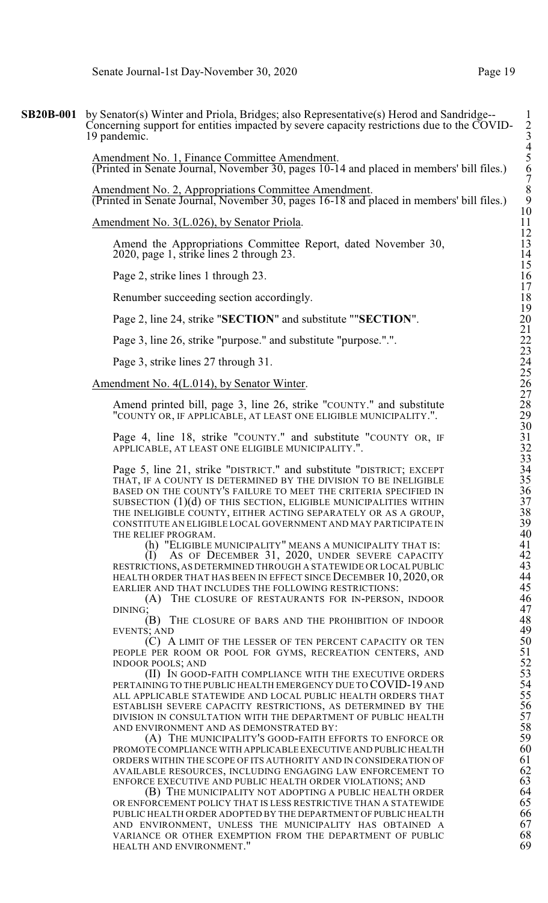**SB20B-001** by Senator(s) Winter and Priola, Bridges; also Representative(s) Herod and Sandridge-- Concerning support for entities impacted by severe capacity restrictions due to the COVID-19 pandemic.

Amendment No. 1, Finance Committee Amendment.
(Printed in Senate Journal, November 30, pages 10-14 and placed in members' bill files.)

Amendment No. 2, Appropriations Committee Amendment.
(Printed in Senate Journal, November 30, pages 16-18 and placed in members' bill files.)

Amendment No. 3(L.026), by Senator Priola.

Amend the Appropriations Committee Report, dated November 30, 2020, page 1, strike lines 2 through 23.

Page 2, strike lines 1 through 23.

Renumber succeeding section accordingly.

Page 2, line 24, strike "**SECTION**" and substitute ""**SECTION**".

Page 3, line 26, strike "purpose." and substitute "purpose.".".

Page 3, strike lines 27 through 31.

Amendment No. 4(L.014), by Senator Winter.

Amend printed bill, page 3, line 26, strike "COUNTY." and substitute "COUNTY OR, IF APPLICABLE, AT LEAST ONE ELIGIBLE MUNICIPALITY.".

Page 4, line 18, strike "COUNTY." and substitute "COUNTY OR, IF APPLICABLE, AT LEAST ONE ELIGIBLE MUNICIPALITY.".

Page 5, line 21, strike "DISTRICT." and substitute "DISTRICT; EXCEPT THAT, IF A COUNTY IS DETERMINED BY THE DIVISION TO BE INELIGIBLE BASED ON THE COUNTY'S FAILURE TO MEET THE CRITERIA SPECIFIED IN SUBSECTION (1)(d) OF THIS SECTION, ELIGIBLE MUNICIPALITIES WITHIN THE INELIGIBLE COUNTY, EITHER ACTING SEPARATELY OR AS A GROUP, CONSTITUTE AN ELIGIBLE LOCAL GOVERNMENT AND MAY PARTICIPATE IN THE RELIEF PROGRAM.

(h) "ELIGIBLE MUNICIPALITY" MEANS A MUNICIPALITY THAT IS:

(I) AS OF DECEMBER 31, 2020, UNDER SEVERE CAPACITY RESTRICTIONS, AS DETERMINED THROUGH A STATEWIDE OR LOCAL PUBLIC HEALTH ORDER THAT HAS BEEN IN EFFECT SINCE DECEMBER 10, 2020, OR EARLIER AND THAT INCLUDES THE FOLLOWING RESTRICTIONS:

(A) THE CLOSURE OF RESTAURANTS FOR IN-PERSON, INDOOR DINING;

(B) THE CLOSURE OF BARS AND THE PROHIBITION OF INDOOR EVENTS; AND

(C) A LIMIT OF THE LESSER OF TEN PERCENT CAPACITY OR TEN PEOPLE PER ROOM OR POOL FOR GYMS, RECREATION CENTERS, AND INDOOR POOLS; AND

(II) IN GOOD-FAITH COMPLIANCE WITH THE EXECUTIVE ORDERS PERTAINING TO THE PUBLIC HEALTH EMERGENCY DUE TO COVID-19 AND ALL APPLICABLE STATEWIDE AND LOCAL PUBLIC HEALTH ORDERS THAT ESTABLISH SEVERE CAPACITY RESTRICTIONS, AS DETERMINED BY THE DIVISION IN CONSULTATION WITH THE DEPARTMENT OF PUBLIC HEALTH AND ENVIRONMENT AND AS DEMONSTRATED BY:

(A) THE MUNICIPALITY'S GOOD-FAITH EFFORTS TO ENFORCE OR PROMOTE COMPLIANCE WITH APPLICABLE EXECUTIVE AND PUBLIC HEALTH ORDERS WITHIN THE SCOPE OF ITS AUTHORITY AND IN CONSIDERATION OF AVAILABLE RESOURCES, INCLUDING ENGAGING LAW ENFORCEMENT TO ENFORCE EXECUTIVE AND PUBLIC HEALTH ORDER VIOLATIONS; AND

(B) THE MUNICIPALITY NOT ADOPTING A PUBLIC HEALTH ORDER OR ENFORCEMENT POLICY THAT IS LESS RESTRICTIVE THAN A STATEWIDE PUBLIC HEALTH ORDER ADOPTED BY THE DEPARTMENT OF PUBLIC HEALTH AND ENVIRONMENT, UNLESS THE MUNICIPALITY HAS OBTAINED A VARIANCE OR OTHER EXEMPTION FROM THE DEPARTMENT OF PUBLIC HEALTH AND ENVIRONMENT."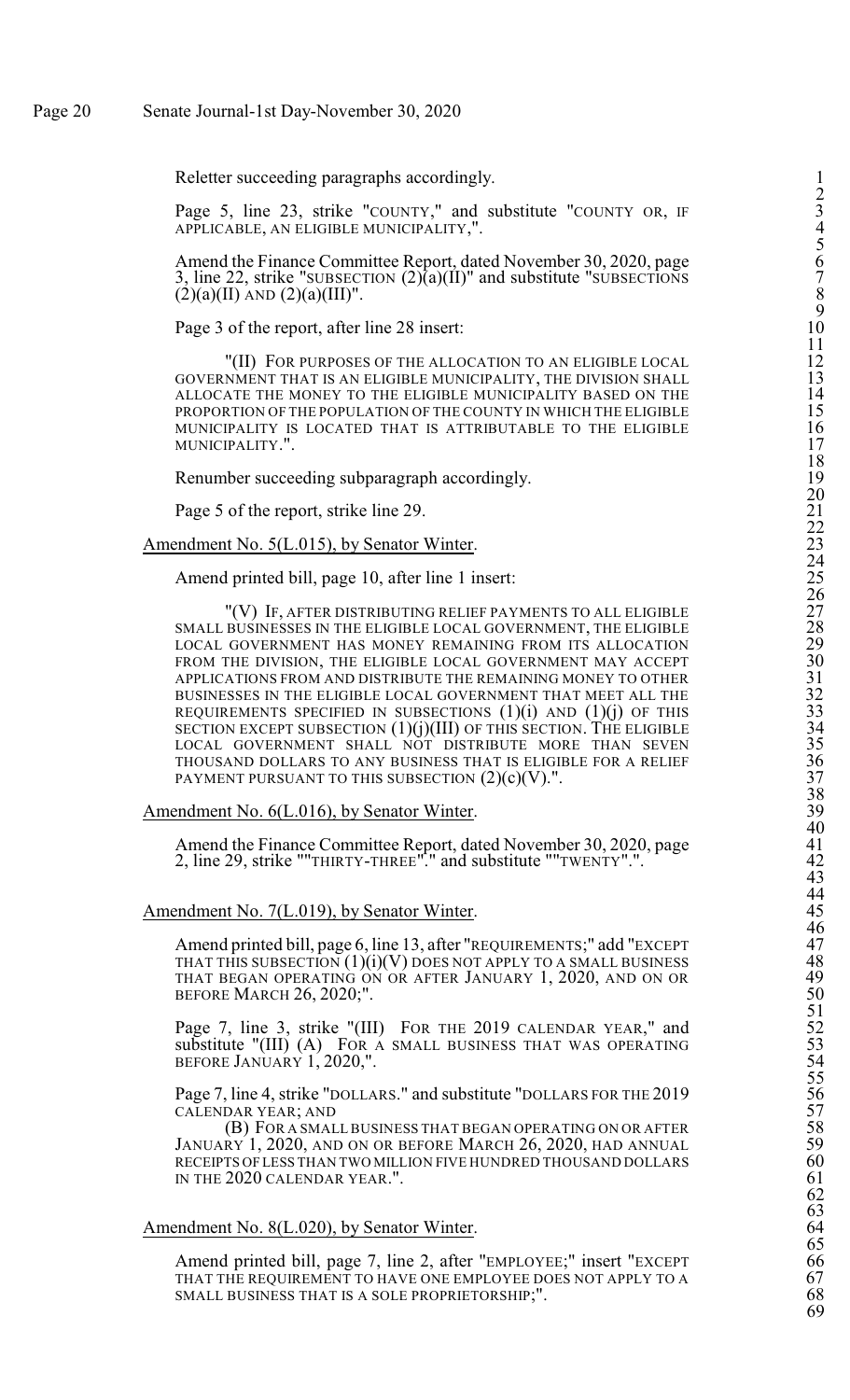Reletter succeeding paragraphs accordingly.

Page 5, line 23, strike "COUNTY," and substitute "COUNTY OR, IF APPLICABLE, AN ELIGIBLE MUNICIPALITY,".

Amend the Finance Committee Report, dated November 30, 2020, page 3, line 22, strike "SUBSECTION (2)(a)(II)" and substitute "SUBSECTIONS (2)(a)(II) AND (2)(a)(III)".

Page 3 of the report, after line 28 insert:

"(II) FOR PURPOSES OF THE ALLOCATION TO AN ELIGIBLE LOCAL GOVERNMENT THAT IS AN ELIGIBLE MUNICIPALITY, THE DIVISION SHALL ALLOCATE THE MONEY TO THE ELIGIBLE MUNICIPALITY BASED ON THE PROPORTION OF THE POPULATION OF THE COUNTY IN WHICH THE ELIGIBLE MUNICIPALITY IS LOCATED THAT IS ATTRIBUTABLE TO THE ELIGIBLE MUNICIPALITY.".

Renumber succeeding subparagraph accordingly.

Page 5 of the report, strike line 29.

Amendment No. 5(L.015), by Senator Winter.

Amend printed bill, page 10, after line 1 insert:

"(V) IF, AFTER DISTRIBUTING RELIEF PAYMENTS TO ALL ELIGIBLE SMALL BUSINESSES IN THE ELIGIBLE LOCAL GOVERNMENT, THE ELIGIBLE LOCAL GOVERNMENT HAS MONEY REMAINING FROM ITS ALLOCATION FROM THE DIVISION, THE ELIGIBLE LOCAL GOVERNMENT MAY ACCEPT APPLICATIONS FROM AND DISTRIBUTE THE REMAINING MONEY TO OTHER BUSINESSES IN THE ELIGIBLE LOCAL GOVERNMENT THAT MEET ALL THE REQUIREMENTS SPECIFIED IN SUBSECTIONS (1)(i) AND (1)(j) OF THIS SECTION EXCEPT SUBSECTION (1)(j)(III) OF THIS SECTION. THE ELIGIBLE LOCAL GOVERNMENT SHALL NOT DISTRIBUTE MORE THAN SEVEN THOUSAND DOLLARS TO ANY BUSINESS THAT IS ELIGIBLE FOR A RELIEF PAYMENT PURSUANT TO THIS SUBSECTION (2)(c)(V).".

Amendment No. 6(L.016), by Senator Winter.

Amend the Finance Committee Report, dated November 30, 2020, page 2, line 29, strike ""THIRTY-THREE"." and substitute ""TWENTY".".

Amendment No. 7(L.019), by Senator Winter.

Amend printed bill, page 6, line 13, after "REQUIREMENTS;" add "EXCEPT THAT THIS SUBSECTION (1)(i)(V) DOES NOT APPLY TO A SMALL BUSINESS THAT BEGAN OPERATING ON OR AFTER JANUARY 1, 2020, AND ON OR BEFORE MARCH 26, 2020;".

Page 7, line 3, strike "(III) FOR THE 2019 CALENDAR YEAR," and substitute "(III) (A) FOR A SMALL BUSINESS THAT WAS OPERATING BEFORE JANUARY 1, 2020,".

Page 7, line 4, strike "DOLLARS." and substitute "DOLLARS FOR THE 2019 CALENDAR YEAR; AND

(B) FOR A SMALL BUSINESS THAT BEGAN OPERATING ON OR AFTER JANUARY 1, 2020, AND ON OR BEFORE MARCH 26, 2020, HAD ANNUAL RECEIPTS OF LESS THAN TWO MILLION FIVE HUNDRED THOUSAND DOLLARS IN THE 2020 CALENDAR YEAR.".

Amendment No. 8(L.020), by Senator Winter.

Amend printed bill, page 7, line 2, after "EMPLOYEE;" insert "EXCEPT THAT THE REQUIREMENT TO HAVE ONE EMPLOYEE DOES NOT APPLY TO A SMALL BUSINESS THAT IS A SOLE PROPRIETORSHIP;".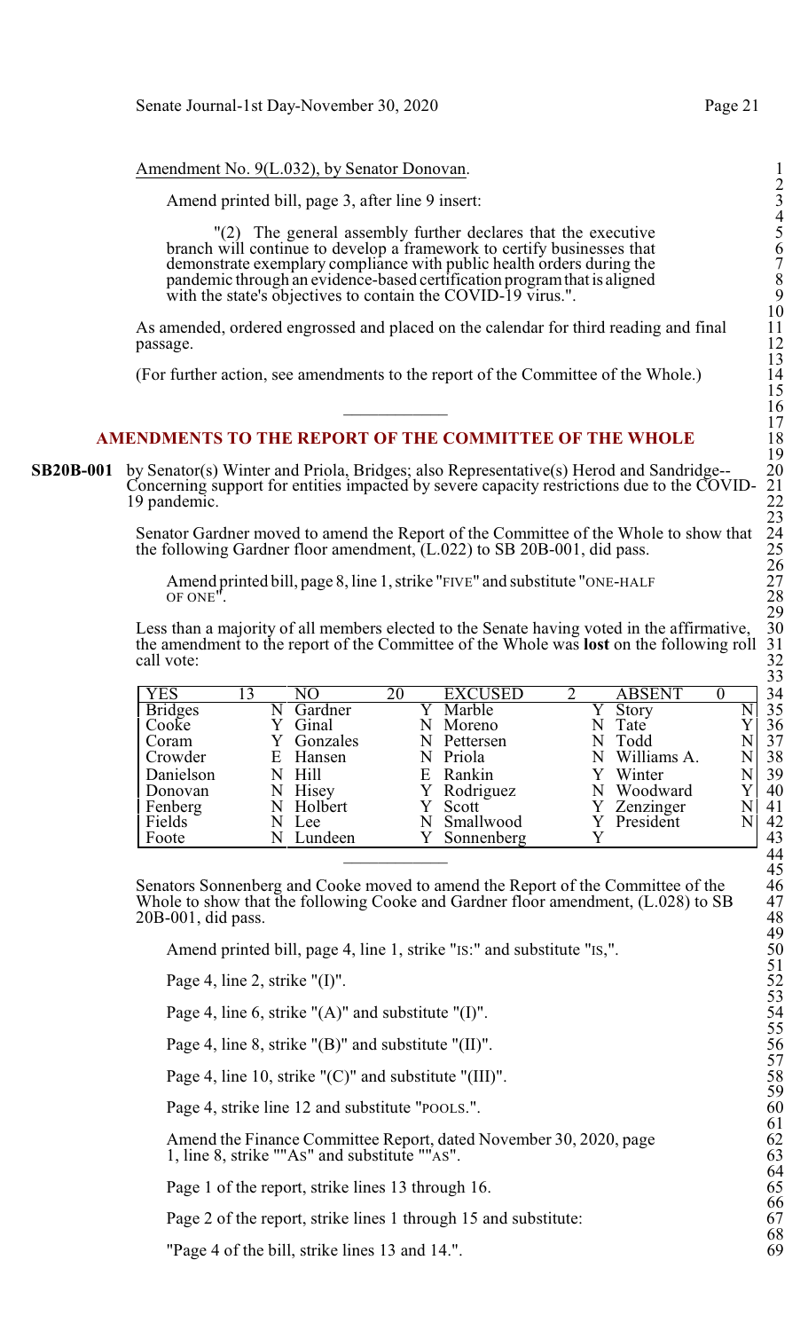Amendment No. 9(L.032), by Senator Donovan.

Amend printed bill, page 3, after line 9 insert:

"(2) The general assembly further declares that the executive branch will continue to develop a framework to certify businesses that demonstrate exemplary compliance with public health orders during the pandemic through an evidence-based certification program that is aligned with the state's objectives to contain the COVID-19 virus.".

As amended, ordered engrossed and placed on the calendar for third reading and final passage.

(For further action, see amendments to the report of the Committee of the Whole.)

---

## AMENDMENTS TO THE REPORT OF THE COMMITTEE OF THE WHOLE

**SB20B-001** by Senator(s) Winter and Priola, Bridges; also Representative(s) Herod and Sandridge--Concerning support for entities impacted by severe capacity restrictions due to the COVID-19 pandemic.

Senator Gardner moved to amend the Report of the Committee of the Whole to show that the following Gardner floor amendment, (L.022) to SB 20B-001, did pass.

Amend printed bill, page 8, line 1, strike "FIVE" and substitute "ONE-HALF OF ONE".

Less than a majority of all members elected to the Senate having voted in the affirmative, the amendment to the report of the Committee of the Whole was **lost** on the following roll call vote:

| YES | 13 | NO | 20 | EXCUSED | 2 | ABSENT | 0 |
|---|---|---|---|---|---|---|---|
| Bridges | N | Gardner | Y | Marble | Y | Story | N |
| Cooke | Y | Ginal | N | Moreno | N | Tate | Y |
| Coram | Y | Gonzales | N | Pettersen | N | Todd | N |
| Crowder | E | Hansen | N | Priola | N | Williams A. | N |
| Danielson | N | Hill | E | Rankin | Y | Winter | N |
| Donovan | N | Hisey | Y | Rodriguez | N | Woodward | Y |
| Fenberg | N | Holbert | Y | Scott | Y | Zenzinger | N |
| Fields | N | Lee | N | Smallwood | Y | President | N |
| Foote | N | Lundeen | Y | Sonnenberg | Y | | |

---

Senators Sonnenberg and Cooke moved to amend the Report of the Committee of the Whole to show that the following Cooke and Gardner floor amendment, (L.028) to SB 20B-001, did pass.

Amend printed bill, page 4, line 1, strike "IS:" and substitute "IS,".

Page 4, line 2, strike "(I)".

Page 4, line 6, strike "(A)" and substitute "(I)".

Page 4, line 8, strike "(B)" and substitute "(II)".

Page 4, line 10, strike "(C)" and substitute "(III)".

Page 4, strike line 12 and substitute "POOLS.".

Amend the Finance Committee Report, dated November 30, 2020, page 1, line 8, strike ""As" and substitute ""AS".

Page 1 of the report, strike lines 13 through 16.

Page 2 of the report, strike lines 1 through 15 and substitute:

"Page 4 of the bill, strike lines 13 and 14.".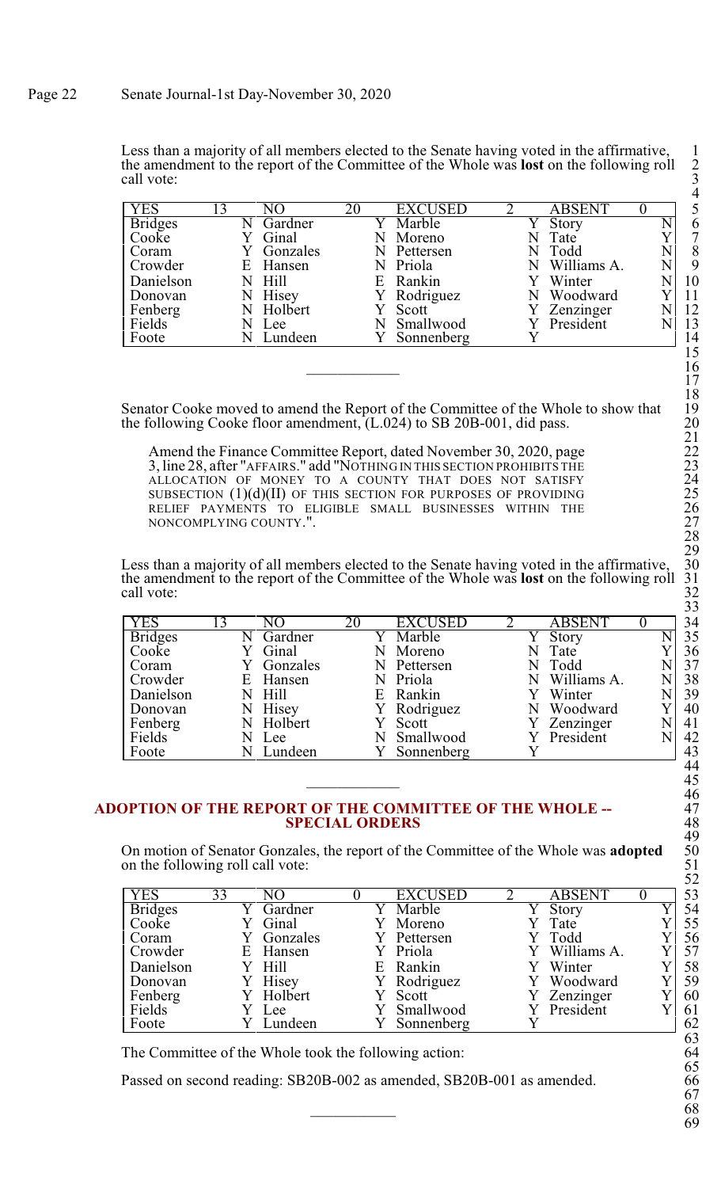Less than a majority of all members elected to the Senate having voted in the affirmative, the amendment to the report of the Committee of the Whole was **lost** on the following roll call vote:

| YES | 13 | NO | 20 | EXCUSED | 2 | ABSENT | 0 |
|---|---|---|---|---|---|---|---|
| Bridges | N | Gardner | Y | Marble | Y | Story | N |
| Cooke | Y | Ginal | N | Moreno | N | Tate | Y |
| Coram | Y | Gonzales | N | Pettersen | N | Todd | N |
| Crowder | E | Hansen | N | Priola | N | Williams A. | N |
| Danielson | N | Hill | E | Rankin | Y | Winter | N |
| Donovan | N | Hisey | Y | Rodriguez | N | Woodward | Y |
| Fenberg | N | Holbert | Y | Scott | Y | Zenzinger | N |
| Fields | N | Lee | N | Smallwood | Y | President | N |
| Foote | N | Lundeen | Y | Sonnenberg | Y | | |

---

Senator Cooke moved to amend the Report of the Committee of the Whole to show that the following Cooke floor amendment, (L.024) to SB 20B-001, did pass.

> Amend the Finance Committee Report, dated November 30, 2020, page 3, line 28, after "AFFAIRS." add "NOTHING IN THIS SECTION PROHIBITS THE ALLOCATION OF MONEY TO A COUNTY THAT DOES NOT SATISFY SUBSECTION (1)(d)(II) OF THIS SECTION FOR PURPOSES OF PROVIDING RELIEF PAYMENTS TO ELIGIBLE SMALL BUSINESSES WITHIN THE NONCOMPLYING COUNTY.".

Less than a majority of all members elected to the Senate having voted in the affirmative, the amendment to the report of the Committee of the Whole was **lost** on the following roll call vote:

| YES | 13 | NO | 20 | EXCUSED | 2 | ABSENT | 0 |
|---|---|---|---|---|---|---|---|
| Bridges | N | Gardner | Y | Marble | Y | Story | N |
| Cooke | Y | Ginal | N | Moreno | N | Tate | Y |
| Coram | Y | Gonzales | N | Pettersen | N | Todd | N |
| Crowder | E | Hansen | N | Priola | N | Williams A. | N |
| Danielson | N | Hill | E | Rankin | Y | Winter | N |
| Donovan | N | Hisey | Y | Rodriguez | N | Woodward | Y |
| Fenberg | N | Holbert | Y | Scott | Y | Zenzinger | N |
| Fields | N | Lee | N | Smallwood | Y | President | N |
| Foote | N | Lundeen | Y | Sonnenberg | Y | | |

---

## ADOPTION OF THE REPORT OF THE COMMITTEE OF THE WHOLE -- SPECIAL ORDERS

On motion of Senator Gonzales, the report of the Committee of the Whole was **adopted** on the following roll call vote:

| YES | 33 | NO | 0 | EXCUSED | 2 | ABSENT | 0 |
|---|---|---|---|---|---|---|---|
| Bridges | Y | Gardner | Y | Marble | Y | Story | Y |
| Cooke | Y | Ginal | Y | Moreno | Y | Tate | Y |
| Coram | Y | Gonzales | Y | Pettersen | Y | Todd | Y |
| Crowder | E | Hansen | Y | Priola | Y | Williams A. | Y |
| Danielson | Y | Hill | E | Rankin | Y | Winter | Y |
| Donovan | Y | Hisey | Y | Rodriguez | Y | Woodward | Y |
| Fenberg | Y | Holbert | Y | Scott | Y | Zenzinger | Y |
| Fields | Y | Lee | Y | Smallwood | Y | President | Y |
| Foote | Y | Lundeen | Y | Sonnenberg | Y | | |

The Committee of the Whole took the following action:

Passed on second reading: SB20B-002 as amended, SB20B-001 as amended.

---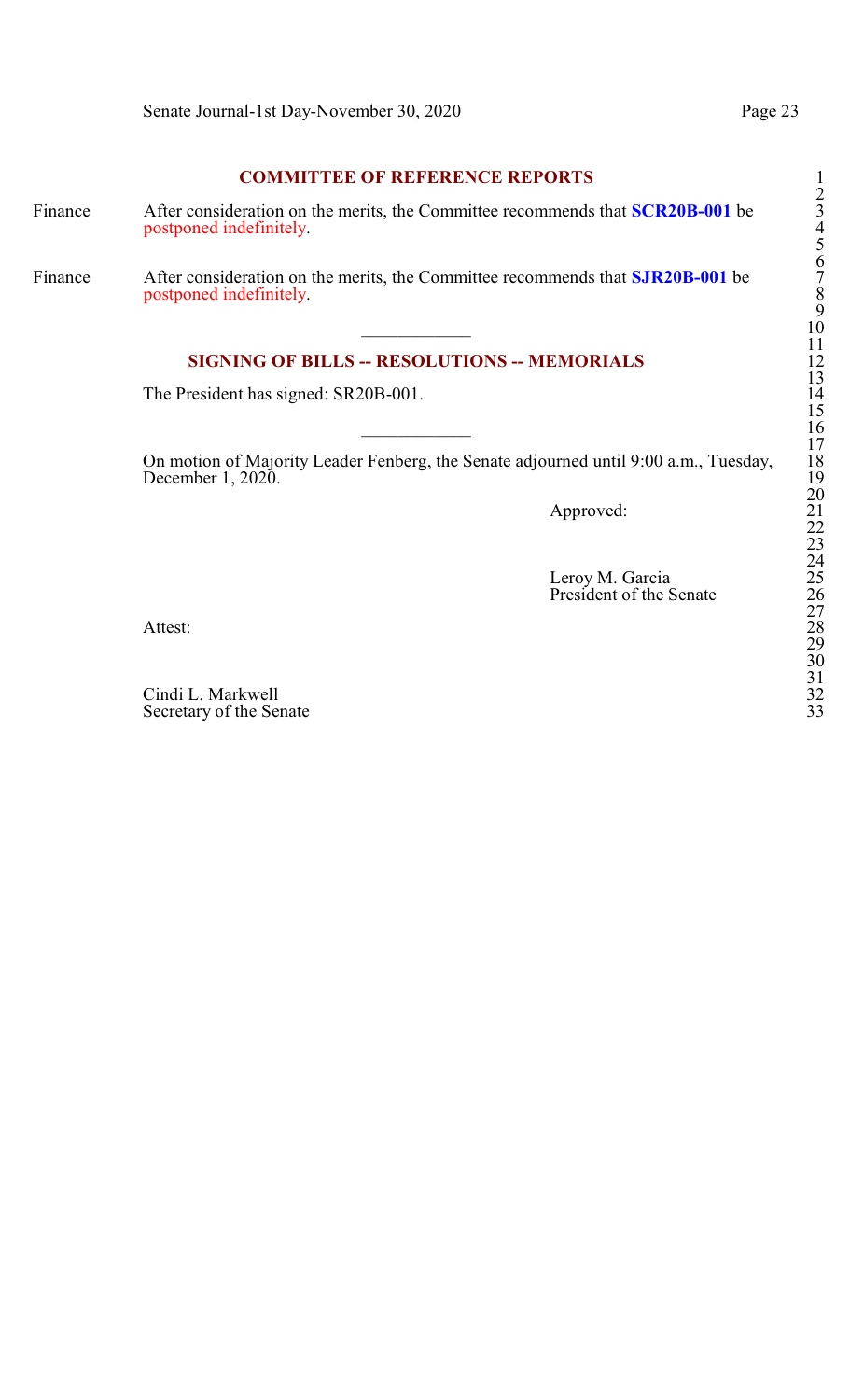## COMMITTEE OF REFERENCE REPORTS

Finance — After consideration on the merits, the Committee recommends that **SCR20B-001** be postponed indefinitely.

Finance — After consideration on the merits, the Committee recommends that **SJR20B-001** be postponed indefinitely.

---

## SIGNING OF BILLS -- RESOLUTIONS -- MEMORIALS

The President has signed: SR20B-001.

---

On motion of Majority Leader Fenberg, the Senate adjourned until 9:00 a.m., Tuesday, December 1, 2020.

Approved:

Leroy M. Garcia
President of the Senate

Attest:

Cindi L. Markwell
Secretary of the Senate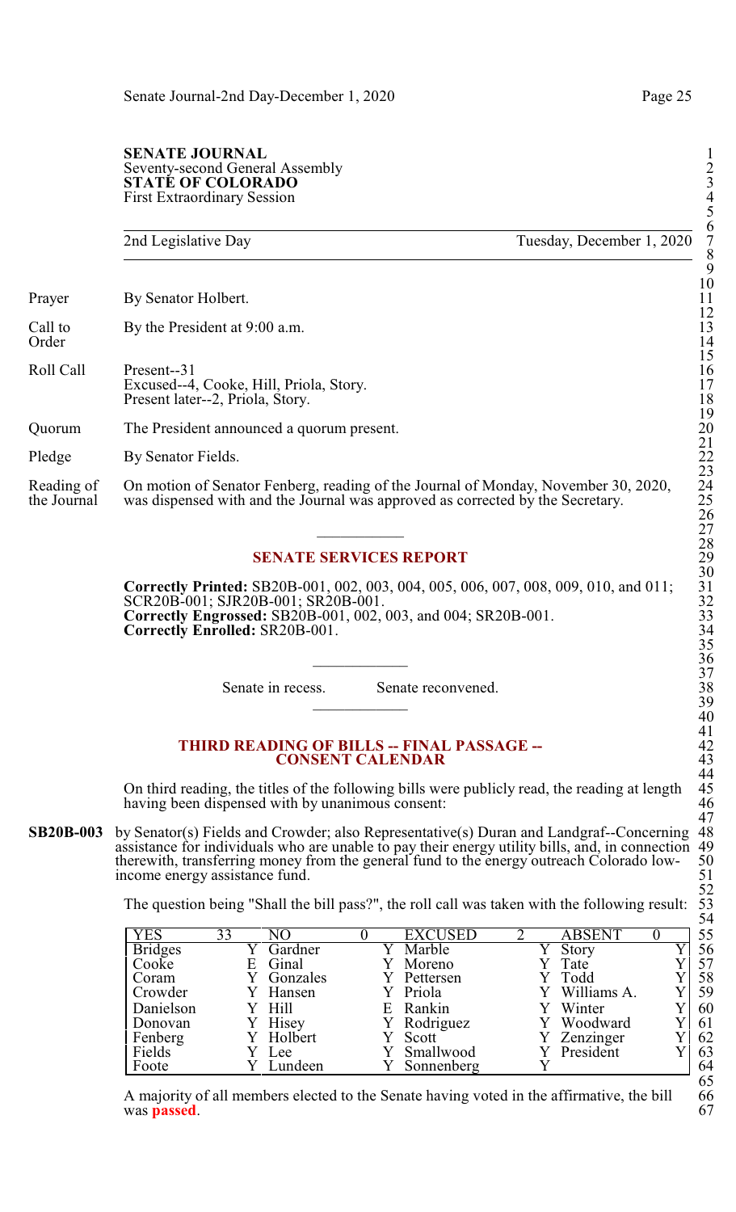**SENATE JOURNAL**
Seventy-second General Assembly
**STATE OF COLORADO**
First Extraordinary Session

2nd Legislative Day — Tuesday, December 1, 2020

Prayer — By Senator Holbert.

Call to Order — By the President at 9:00 a.m.

Roll Call — Present--31
Excused--4, Cooke, Hill, Priola, Story.
Present later--2, Priola, Story.

Quorum — The President announced a quorum present.

Pledge — By Senator Fields.

Reading of the Journal — On motion of Senator Fenberg, reading of the Journal of Monday, November 30, 2020, was dispensed with and the Journal was approved as corrected by the Secretary.

---

## SENATE SERVICES REPORT

**Correctly Printed:** SB20B-001, 002, 003, 004, 005, 006, 007, 008, 009, 010, and 011; SCR20B-001; SJR20B-001; SR20B-001.
**Correctly Engrossed:** SB20B-001, 002, 003, and 004; SR20B-001.
**Correctly Enrolled:** SR20B-001.

---

Senate in recess. Senate reconvened.

---

## THIRD READING OF BILLS -- FINAL PASSAGE -- CONSENT CALENDAR

On third reading, the titles of the following bills were publicly read, the reading at length having been dispensed with by unanimous consent:

**SB20B-003** by Senator(s) Fields and Crowder; also Representative(s) Duran and Landgraf--Concerning assistance for individuals who are unable to pay their energy utility bills, and, in connection therewith, transferring money from the general fund to the energy outreach Colorado low-income energy assistance fund.

The question being "Shall the bill pass?", the roll call was taken with the following result:

| YES | 33 | NO | 0 | EXCUSED | 2 | ABSENT | 0 |
|---|---|---|---|---|---|---|---|
| Bridges | Y | Gardner | Y | Marble | Y | Story | Y |
| Cooke | E | Ginal | Y | Moreno | Y | Tate | Y |
| Coram | Y | Gonzales | Y | Pettersen | Y | Todd | Y |
| Crowder | Y | Hansen | Y | Priola | Y | Williams A. | Y |
| Danielson | Y | Hill | E | Rankin | Y | Winter | Y |
| Donovan | Y | Hisey | Y | Rodriguez | Y | Woodward | Y |
| Fenberg | Y | Holbert | Y | Scott | Y | Zenzinger | Y |
| Fields | Y | Lee | Y | Smallwood | Y | President | Y |
| Foote | Y | Lundeen | Y | Sonnenberg | Y | | |

A majority of all members elected to the Senate having voted in the affirmative, the bill was **passed**.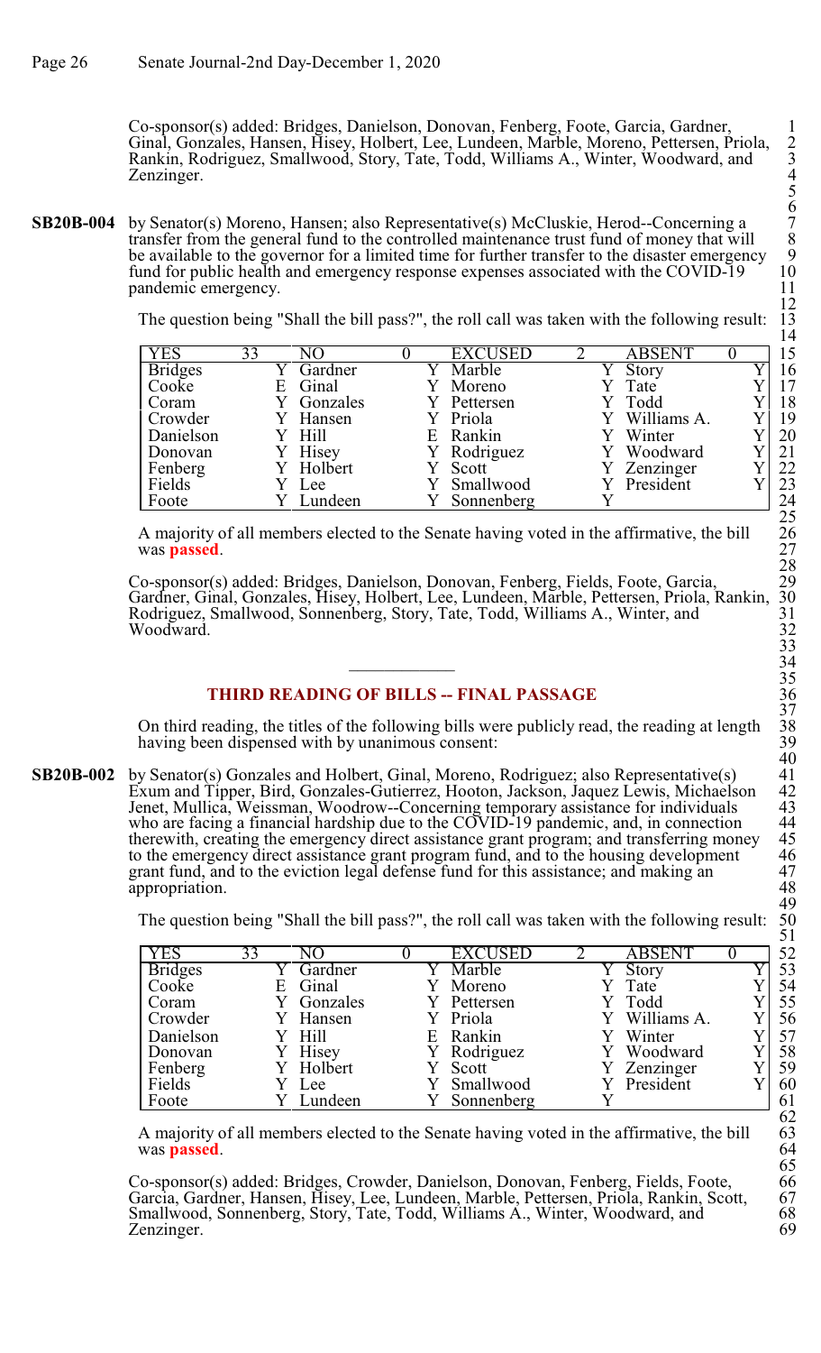Co-sponsor(s) added: Bridges, Danielson, Donovan, Fenberg, Foote, Garcia, Gardner, Ginal, Gonzales, Hansen, Hisey, Holbert, Lee, Lundeen, Marble, Moreno, Pettersen, Priola, Rankin, Rodriguez, Smallwood, Story, Tate, Todd, Williams A., Winter, Woodward, and Zenzinger.

**SB20B-004** by Senator(s) Moreno, Hansen; also Representative(s) McCluskie, Herod--Concerning a transfer from the general fund to the controlled maintenance trust fund of money that will be available to the governor for a limited time for further transfer to the disaster emergency fund for public health and emergency response expenses associated with the COVID-19 pandemic emergency.

The question being "Shall the bill pass?", the roll call was taken with the following result:

| YES | 33 | NO | 0 | EXCUSED | 2 | ABSENT | 0 |
|---|---|---|---|---|---|---|---|
| Bridges | Y | Gardner | Y | Marble | Y | Story | Y |
| Cooke | E | Ginal | Y | Moreno | Y | Tate | Y |
| Coram | Y | Gonzales | Y | Pettersen | Y | Todd | Y |
| Crowder | Y | Hansen | Y | Priola | Y | Williams A. | Y |
| Danielson | Y | Hill | E | Rankin | Y | Winter | Y |
| Donovan | Y | Hisey | Y | Rodriguez | Y | Woodward | Y |
| Fenberg | Y | Holbert | Y | Scott | Y | Zenzinger | Y |
| Fields | Y | Lee | Y | Smallwood | Y | President | Y |
| Foote | Y | Lundeen | Y | Sonnenberg | Y | | |

A majority of all members elected to the Senate having voted in the affirmative, the bill was **passed**.

Co-sponsor(s) added: Bridges, Danielson, Donovan, Fenberg, Fields, Foote, Garcia, Gardner, Ginal, Gonzales, Hisey, Holbert, Lee, Lundeen, Marble, Pettersen, Priola, Rankin, Rodriguez, Smallwood, Sonnenberg, Story, Tate, Todd, Williams A., Winter, and Woodward.

## THIRD READING OF BILLS -- FINAL PASSAGE

On third reading, the titles of the following bills were publicly read, the reading at length having been dispensed with by unanimous consent:

**SB20B-002** by Senator(s) Gonzales and Holbert, Ginal, Moreno, Rodriguez; also Representative(s) Exum and Tipper, Bird, Gonzales-Gutierrez, Hooton, Jackson, Jaquez Lewis, Michaelson Jenet, Mullica, Weissman, Woodrow--Concerning temporary assistance for individuals who are facing a financial hardship due to the COVID-19 pandemic, and, in connection therewith, creating the emergency direct assistance grant program; and transferring money to the emergency direct assistance grant program fund, and to the housing development grant fund, and to the eviction legal defense fund for this assistance; and making an appropriation.

The question being "Shall the bill pass?", the roll call was taken with the following result:

| YES | 33 | NO | 0 | EXCUSED | 2 | ABSENT | 0 |
|---|---|---|---|---|---|---|---|
| Bridges | Y | Gardner | Y | Marble | Y | Story | Y |
| Cooke | E | Ginal | Y | Moreno | Y | Tate | Y |
| Coram | Y | Gonzales | Y | Pettersen | Y | Todd | Y |
| Crowder | Y | Hansen | Y | Priola | Y | Williams A. | Y |
| Danielson | Y | Hill | E | Rankin | Y | Winter | Y |
| Donovan | Y | Hisey | Y | Rodriguez | Y | Woodward | Y |
| Fenberg | Y | Holbert | Y | Scott | Y | Zenzinger | Y |
| Fields | Y | Lee | Y | Smallwood | Y | President | Y |
| Foote | Y | Lundeen | Y | Sonnenberg | Y | | |

A majority of all members elected to the Senate having voted in the affirmative, the bill was **passed**.

Co-sponsor(s) added: Bridges, Crowder, Danielson, Donovan, Fenberg, Fields, Foote, Garcia, Gardner, Hansen, Hisey, Lee, Lundeen, Marble, Pettersen, Priola, Rankin, Scott, Smallwood, Sonnenberg, Story, Tate, Todd, Williams A., Winter, Woodward, and Zenzinger.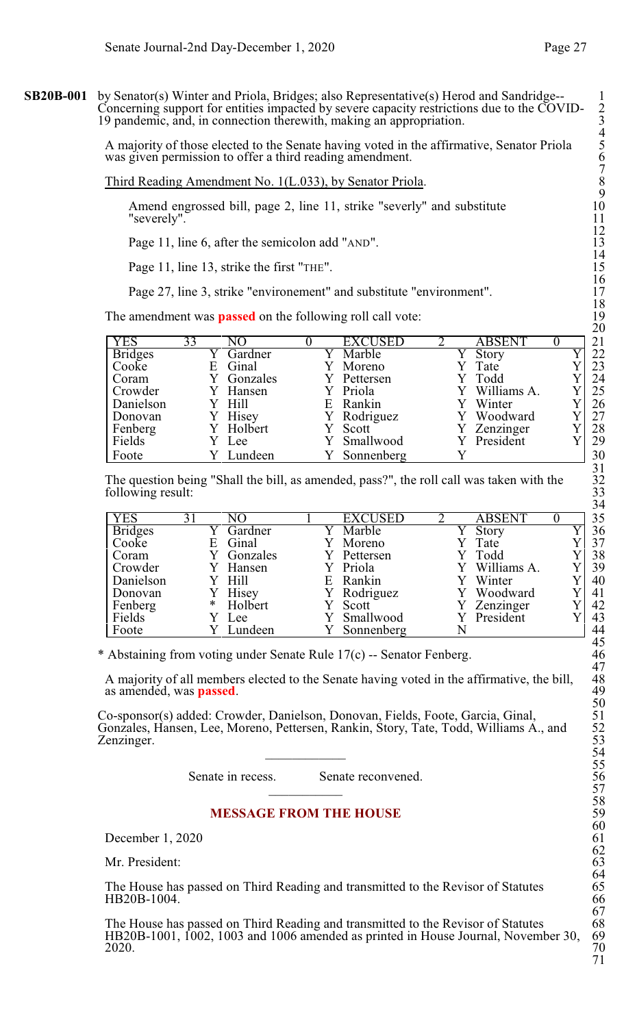**SB20B-001** by Senator(s) Winter and Priola, Bridges; also Representative(s) Herod and Sandridge--Concerning support for entities impacted by severe capacity restrictions due to the COVID-19 pandemic, and, in connection therewith, making an appropriation.

A majority of those elected to the Senate having voted in the affirmative, Senator Priola was given permission to offer a third reading amendment.

Third Reading Amendment No. 1(L.033), by Senator Priola.

Amend engrossed bill, page 2, line 11, strike "severly" and substitute "severely".

Page 11, line 6, after the semicolon add "AND".

Page 11, line 13, strike the first "THE".

Page 27, line 3, strike "environement" and substitute "environment".

The amendment was **passed** on the following roll call vote:

| YES | 33 | NO | 0 | EXCUSED | 2 | ABSENT | 0 |
|---|---|---|---|---|---|---|---|
| Bridges | Y | Gardner | Y | Marble | Y | Story | Y |
| Cooke | E | Ginal | Y | Moreno | Y | Tate | Y |
| Coram | Y | Gonzales | Y | Pettersen | Y | Todd | Y |
| Crowder | Y | Hansen | Y | Priola | Y | Williams A. | Y |
| Danielson | Y | Hill | E | Rankin | Y | Winter | Y |
| Donovan | Y | Hisey | Y | Rodriguez | Y | Woodward | Y |
| Fenberg | Y | Holbert | Y | Scott | Y | Zenzinger | Y |
| Fields | Y | Lee | Y | Smallwood | Y | President | Y |
| Foote | Y | Lundeen | Y | Sonnenberg | Y | | |

The question being "Shall the bill, as amended, pass?", the roll call was taken with the following result:

| YES | 31 | NO | 1 | EXCUSED | 2 | ABSENT | 0 |
|---|---|---|---|---|---|---|---|
| Bridges | Y | Gardner | Y | Marble | Y | Story | Y |
| Cooke | E | Ginal | Y | Moreno | Y | Tate | Y |
| Coram | Y | Gonzales | Y | Pettersen | Y | Todd | Y |
| Crowder | Y | Hansen | Y | Priola | Y | Williams A. | Y |
| Danielson | Y | Hill | E | Rankin | Y | Winter | Y |
| Donovan | Y | Hisey | Y | Rodriguez | Y | Woodward | Y |
| Fenberg | * | Holbert | Y | Scott | Y | Zenzinger | Y |
| Fields | Y | Lee | Y | Smallwood | Y | President | Y |
| Foote | Y | Lundeen | Y | Sonnenberg | N | | |

* Abstaining from voting under Senate Rule 17(c) -- Senator Fenberg.

A majority of all members elected to the Senate having voted in the affirmative, the bill, as amended, was **passed**.

Co-sponsor(s) added: Crowder, Danielson, Donovan, Fields, Foote, Garcia, Ginal, Gonzales, Hansen, Lee, Moreno, Pettersen, Rankin, Story, Tate, Todd, Williams A., and Zenzinger.

---

Senate in recess. Senate reconvened.

---

## MESSAGE FROM THE HOUSE

December 1, 2020

Mr. President:

The House has passed on Third Reading and transmitted to the Revisor of Statutes HB20B-1004.

The House has passed on Third Reading and transmitted to the Revisor of Statutes HB20B-1001, 1002, 1003 and 1006 amended as printed in House Journal, November 30, 2020.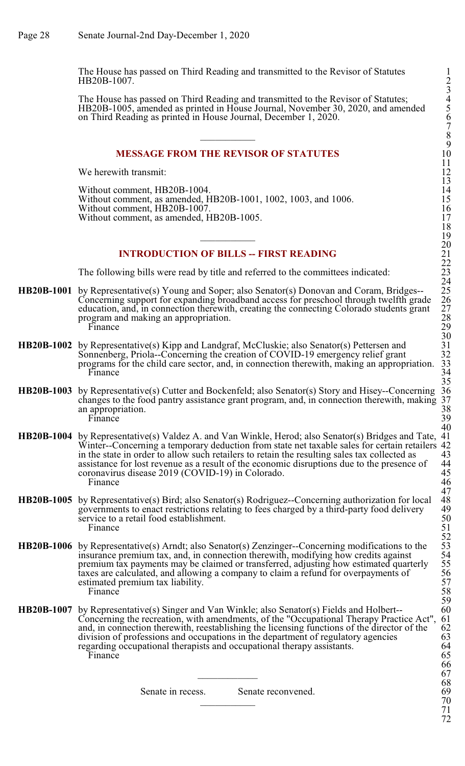The House has passed on Third Reading and transmitted to the Revisor of Statutes HB20B-1007.

The House has passed on Third Reading and transmitted to the Revisor of Statutes; HB20B-1005, amended as printed in House Journal, November 30, 2020, and amended on Third Reading as printed in House Journal, December 1, 2020.

---

## MESSAGE FROM THE REVISOR OF STATUTES

We herewith transmit:

Without comment, HB20B-1004.
Without comment, as amended, HB20B-1001, 1002, 1003, and 1006.
Without comment, HB20B-1007.
Without comment, as amended, HB20B-1005.

---

## INTRODUCTION OF BILLS -- FIRST READING

The following bills were read by title and referred to the committees indicated:

**HB20B-1001** by Representative(s) Young and Soper; also Senator(s) Donovan and Coram, Bridges--Concerning support for expanding broadband access for preschool through twelfth grade education, and, in connection therewith, creating the connecting Colorado students grant program and making an appropriation.
Finance

**HB20B-1002** by Representative(s) Kipp and Landgraf, McCluskie; also Senator(s) Pettersen and Sonnenberg, Priola--Concerning the creation of COVID-19 emergency relief grant programs for the child care sector, and, in connection therewith, making an appropriation.
Finance

**HB20B-1003** by Representative(s) Cutter and Bockenfeld; also Senator(s) Story and Hisey--Concerning changes to the food pantry assistance grant program, and, in connection therewith, making an appropriation.
Finance

**HB20B-1004** by Representative(s) Valdez A. and Van Winkle, Herod; also Senator(s) Bridges and Tate, Winter--Concerning a temporary deduction from state net taxable sales for certain retailers in the state in order to allow such retailers to retain the resulting sales tax collected as assistance for lost revenue as a result of the economic disruptions due to the presence of coronavirus disease 2019 (COVID-19) in Colorado.
Finance

**HB20B-1005** by Representative(s) Bird; also Senator(s) Rodriguez--Concerning authorization for local governments to enact restrictions relating to fees charged by a third-party food delivery service to a retail food establishment.
Finance

**HB20B-1006** by Representative(s) Arndt; also Senator(s) Zenzinger--Concerning modifications to the insurance premium tax, and, in connection therewith, modifying how credits against premium tax payments may be claimed or transferred, adjusting how estimated quarterly taxes are calculated, and allowing a company to claim a refund for overpayments of estimated premium tax liability.
Finance

**HB20B-1007** by Representative(s) Singer and Van Winkle; also Senator(s) Fields and Holbert--Concerning the recreation, with amendments, of the "Occupational Therapy Practice Act", and, in connection therewith, reestablishing the licensing functions of the director of the division of professions and occupations in the department of regulatory agencies regarding occupational therapists and occupational therapy assistants.
Finance

---

Senate in recess. Senate reconvened.

---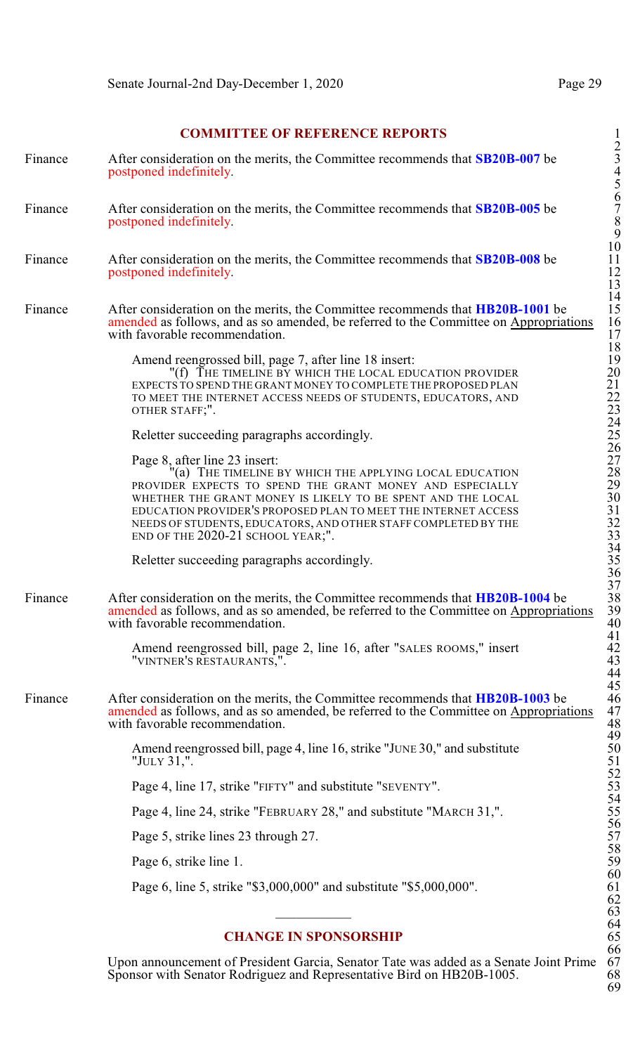## COMMITTEE OF REFERENCE REPORTS

Finance — After consideration on the merits, the Committee recommends that **SB20B-007** be postponed indefinitely.

Finance — After consideration on the merits, the Committee recommends that **SB20B-005** be postponed indefinitely.

Finance — After consideration on the merits, the Committee recommends that **SB20B-008** be postponed indefinitely.

Finance — After consideration on the merits, the Committee recommends that **HB20B-1001** be amended as follows, and as so amended, be referred to the Committee on Appropriations with favorable recommendation.

> Amend reengrossed bill, page 7, after line 18 insert:
> "(f) THE TIMELINE BY WHICH THE LOCAL EDUCATION PROVIDER EXPECTS TO SPEND THE GRANT MONEY TO COMPLETE THE PROPOSED PLAN TO MEET THE INTERNET ACCESS NEEDS OF STUDENTS, EDUCATORS, AND OTHER STAFF;".
>
> Reletter succeeding paragraphs accordingly.
>
> Page 8, after line 23 insert:
> "(a) THE TIMELINE BY WHICH THE APPLYING LOCAL EDUCATION PROVIDER EXPECTS TO SPEND THE GRANT MONEY AND ESPECIALLY WHETHER THE GRANT MONEY IS LIKELY TO BE SPENT AND THE LOCAL EDUCATION PROVIDER'S PROPOSED PLAN TO MEET THE INTERNET ACCESS NEEDS OF STUDENTS, EDUCATORS, AND OTHER STAFF COMPLETED BY THE END OF THE 2020-21 SCHOOL YEAR;".
>
> Reletter succeeding paragraphs accordingly.

Finance — After consideration on the merits, the Committee recommends that **HB20B-1004** be amended as follows, and as so amended, be referred to the Committee on Appropriations with favorable recommendation.

> Amend reengrossed bill, page 2, line 16, after "SALES ROOMS," insert "VINTNER'S RESTAURANTS,".

Finance — After consideration on the merits, the Committee recommends that **HB20B-1003** be amended as follows, and as so amended, be referred to the Committee on Appropriations with favorable recommendation.

> Amend reengrossed bill, page 4, line 16, strike "JUNE 30," and substitute "JULY 31,".
>
> Page 4, line 17, strike "FIFTY" and substitute "SEVENTY".
>
> Page 4, line 24, strike "FEBRUARY 28," and substitute "MARCH 31,".
>
> Page 5, strike lines 23 through 27.
>
> Page 6, strike line 1.
>
> Page 6, line 5, strike "$3,000,000" and substitute "$5,000,000".

---

## CHANGE IN SPONSORSHIP

Upon announcement of President Garcia, Senator Tate was added as a Senate Joint Prime Sponsor with Senator Rodriguez and Representative Bird on HB20B-1005.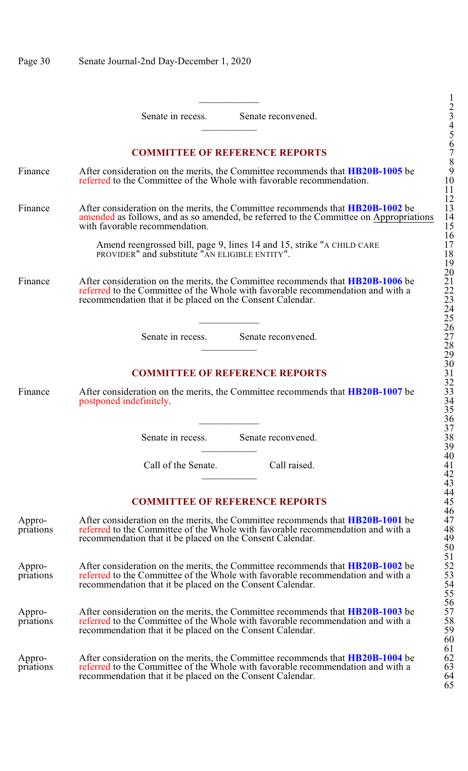Senate in recess. Senate reconvened.

## COMMITTEE OF REFERENCE REPORTS

Finance — After consideration on the merits, the Committee recommends that **HB20B-1005** be referred to the Committee of the Whole with favorable recommendation.

Finance — After consideration on the merits, the Committee recommends that **HB20B-1002** be amended as follows, and as so amended, be referred to the Committee on Appropriations with favorable recommendation.

Amend reengrossed bill, page 9, lines 14 and 15, strike "A CHILD CARE PROVIDER" and substitute "AN ELIGIBLE ENTITY".

Finance — After consideration on the merits, the Committee recommends that **HB20B-1006** be referred to the Committee of the Whole with favorable recommendation and with a recommendation that it be placed on the Consent Calendar.

Senate in recess. Senate reconvened.

## COMMITTEE OF REFERENCE REPORTS

Finance — After consideration on the merits, the Committee recommends that **HB20B-1007** be postponed indefinitely.

Senate in recess. Senate reconvened.

Call of the Senate. Call raised.

## COMMITTEE OF REFERENCE REPORTS

Appropriations — After consideration on the merits, the Committee recommends that **HB20B-1001** be referred to the Committee of the Whole with favorable recommendation and with a recommendation that it be placed on the Consent Calendar.

Appropriations — After consideration on the merits, the Committee recommends that **HB20B-1002** be referred to the Committee of the Whole with favorable recommendation and with a recommendation that it be placed on the Consent Calendar.

Appropriations — After consideration on the merits, the Committee recommends that **HB20B-1003** be referred to the Committee of the Whole with favorable recommendation and with a recommendation that it be placed on the Consent Calendar.

Appropriations — After consideration on the merits, the Committee recommends that **HB20B-1004** be referred to the Committee of the Whole with favorable recommendation and with a recommendation that it be placed on the Consent Calendar.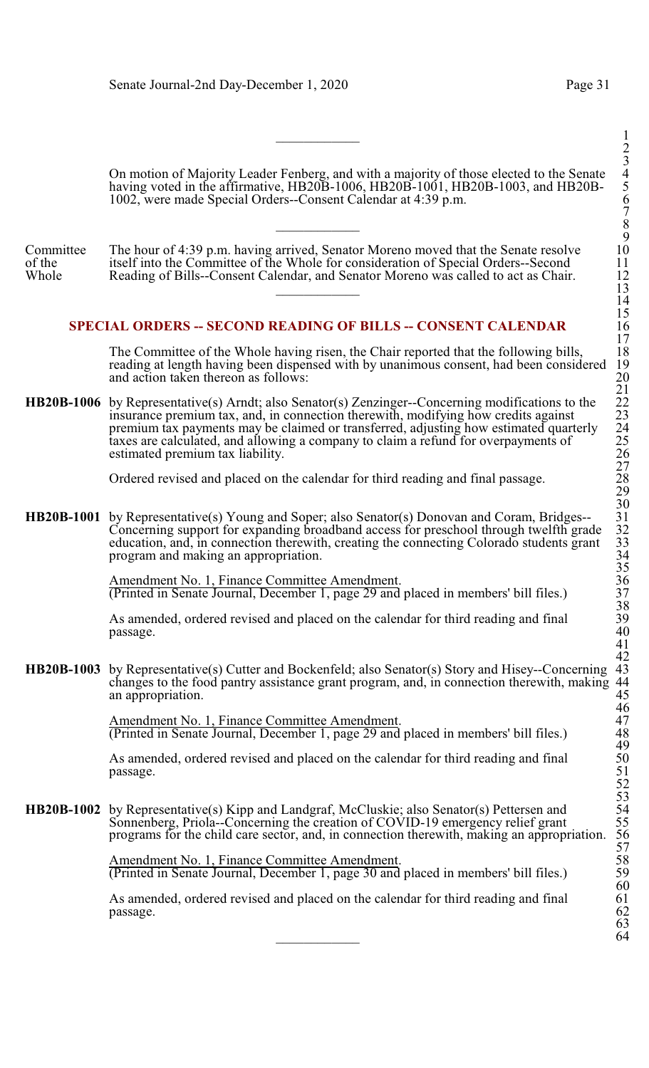---

On motion of Majority Leader Fenberg, and with a majority of those elected to the Senate having voted in the affirmative, HB20B-1006, HB20B-1001, HB20B-1003, and HB20B-1002, were made Special Orders--Consent Calendar at 4:39 p.m.

---

**Committee of the Whole** The hour of 4:39 p.m. having arrived, Senator Moreno moved that the Senate resolve itself into the Committee of the Whole for consideration of Special Orders--Second Reading of Bills--Consent Calendar, and Senator Moreno was called to act as Chair.

---

## SPECIAL ORDERS -- SECOND READING OF BILLS -- CONSENT CALENDAR

The Committee of the Whole having risen, the Chair reported that the following bills, reading at length having been dispensed with by unanimous consent, had been considered and action taken thereon as follows:

**HB20B-1006** by Representative(s) Arndt; also Senator(s) Zenzinger--Concerning modifications to the insurance premium tax, and, in connection therewith, modifying how credits against premium tax payments may be claimed or transferred, adjusting how estimated quarterly taxes are calculated, and allowing a company to claim a refund for overpayments of estimated premium tax liability.

Ordered revised and placed on the calendar for third reading and final passage.

**HB20B-1001** by Representative(s) Young and Soper; also Senator(s) Donovan and Coram, Bridges--Concerning support for expanding broadband access for preschool through twelfth grade education, and, in connection therewith, creating the connecting Colorado students grant program and making an appropriation.

Amendment No. 1, Finance Committee Amendment.
(Printed in Senate Journal, December 1, page 29 and placed in members' bill files.)

As amended, ordered revised and placed on the calendar for third reading and final passage.

**HB20B-1003** by Representative(s) Cutter and Bockenfeld; also Senator(s) Story and Hisey--Concerning changes to the food pantry assistance grant program, and, in connection therewith, making an appropriation.

Amendment No. 1, Finance Committee Amendment.
(Printed in Senate Journal, December 1, page 29 and placed in members' bill files.)

As amended, ordered revised and placed on the calendar for third reading and final passage.

**HB20B-1002** by Representative(s) Kipp and Landgraf, McCluskie; also Senator(s) Pettersen and Sonnenberg, Priola--Concerning the creation of COVID-19 emergency relief grant programs for the child care sector, and, in connection therewith, making an appropriation.

Amendment No. 1, Finance Committee Amendment.
(Printed in Senate Journal, December 1, page 30 and placed in members' bill files.)

As amended, ordered revised and placed on the calendar for third reading and final passage.

---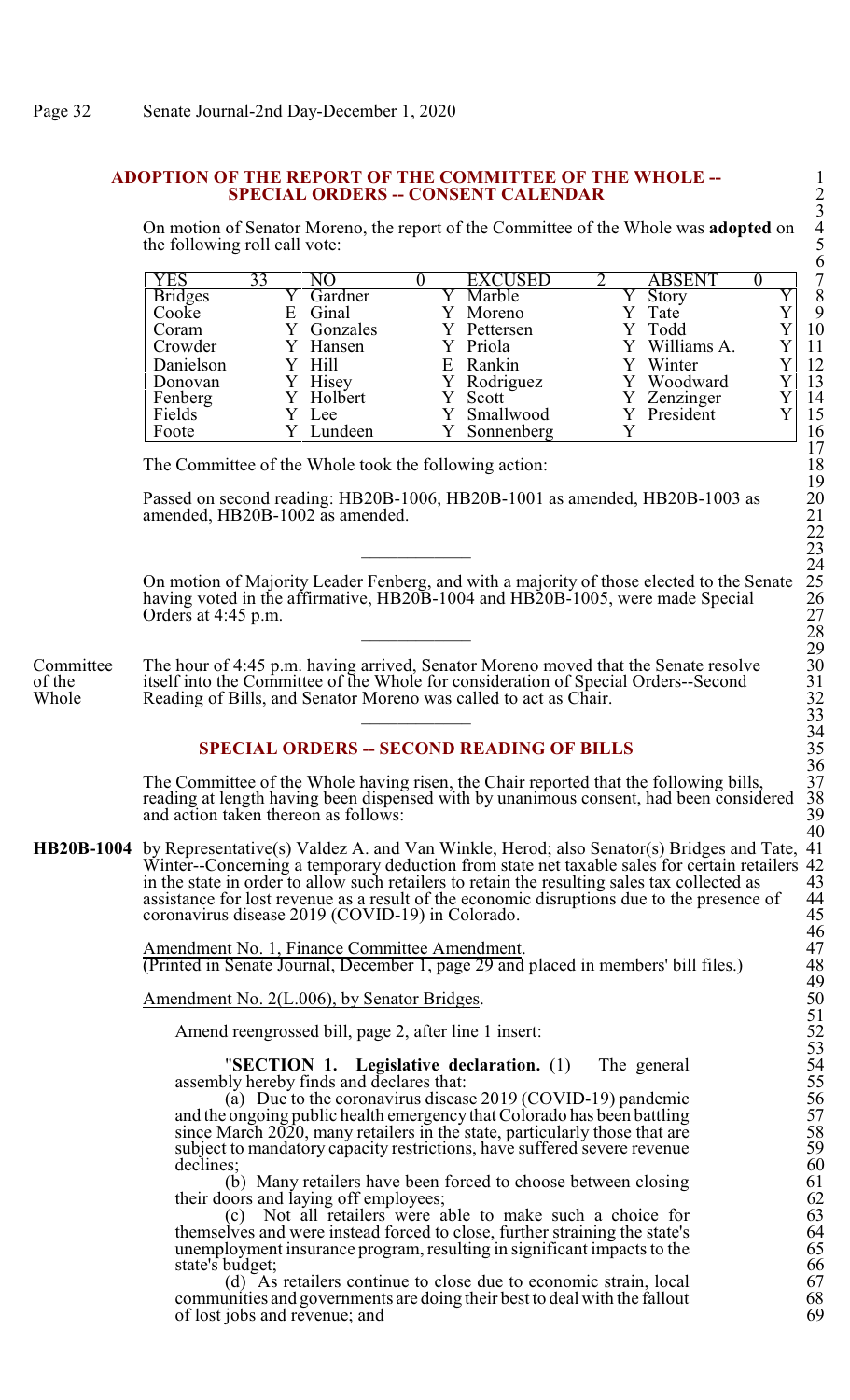## ADOPTION OF THE REPORT OF THE COMMITTEE OF THE WHOLE -- SPECIAL ORDERS -- CONSENT CALENDAR

On motion of Senator Moreno, the report of the Committee of the Whole was **adopted** on the following roll call vote:

| YES | 33 | NO | 0 | EXCUSED | 2 | ABSENT | 0 |
|---|---|---|---|---|---|---|---|
| Bridges | Y | Gardner | Y | Marble | Y | Story | Y |
| Cooke | E | Ginal | Y | Moreno | Y | Tate | Y |
| Coram | Y | Gonzales | Y | Pettersen | Y | Todd | Y |
| Crowder | Y | Hansen | Y | Priola | Y | Williams A. | Y |
| Danielson | Y | Hill | E | Rankin | Y | Winter | Y |
| Donovan | Y | Hisey | Y | Rodriguez | Y | Woodward | Y |
| Fenberg | Y | Holbert | Y | Scott | Y | Zenzinger | Y |
| Fields | Y | Lee | Y | Smallwood | Y | President | Y |
| Foote | Y | Lundeen | Y | Sonnenberg | Y | | |

The Committee of the Whole took the following action:

Passed on second reading: HB20B-1006, HB20B-1001 as amended, HB20B-1003 as amended, HB20B-1002 as amended.

---

On motion of Majority Leader Fenberg, and with a majority of those elected to the Senate having voted in the affirmative, HB20B-1004 and HB20B-1005, were made Special Orders at 4:45 p.m.

---

Committee of the Whole

The hour of 4:45 p.m. having arrived, Senator Moreno moved that the Senate resolve itself into the Committee of the Whole for consideration of Special Orders--Second Reading of Bills, and Senator Moreno was called to act as Chair.

---

## SPECIAL ORDERS -- SECOND READING OF BILLS

The Committee of the Whole having risen, the Chair reported that the following bills, reading at length having been dispensed with by unanimous consent, had been considered and action taken thereon as follows:

**HB20B-1004** by Representative(s) Valdez A. and Van Winkle, Herod; also Senator(s) Bridges and Tate, Winter--Concerning a temporary deduction from state net taxable sales for certain retailers in the state in order to allow such retailers to retain the resulting sales tax collected as assistance for lost revenue as a result of the economic disruptions due to the presence of coronavirus disease 2019 (COVID-19) in Colorado.

Amendment No. 1, Finance Committee Amendment.
(Printed in Senate Journal, December 1, page 29 and placed in members' bill files.)

Amendment No. 2(L.006), by Senator Bridges.

Amend reengrossed bill, page 2, after line 1 insert:

"**SECTION 1. Legislative declaration.** (1) The general assembly hereby finds and declares that:

(a) Due to the coronavirus disease 2019 (COVID-19) pandemic and the ongoing public health emergency that Colorado has been battling since March 2020, many retailers in the state, particularly those that are subject to mandatory capacity restrictions, have suffered severe revenue declines;

(b) Many retailers have been forced to choose between closing their doors and laying off employees;

(c) Not all retailers were able to make such a choice for themselves and were instead forced to close, further straining the state's unemployment insurance program, resulting in significant impacts to the state's budget;

(d) As retailers continue to close due to economic strain, local communities and governments are doing their best to deal with the fallout of lost jobs and revenue; and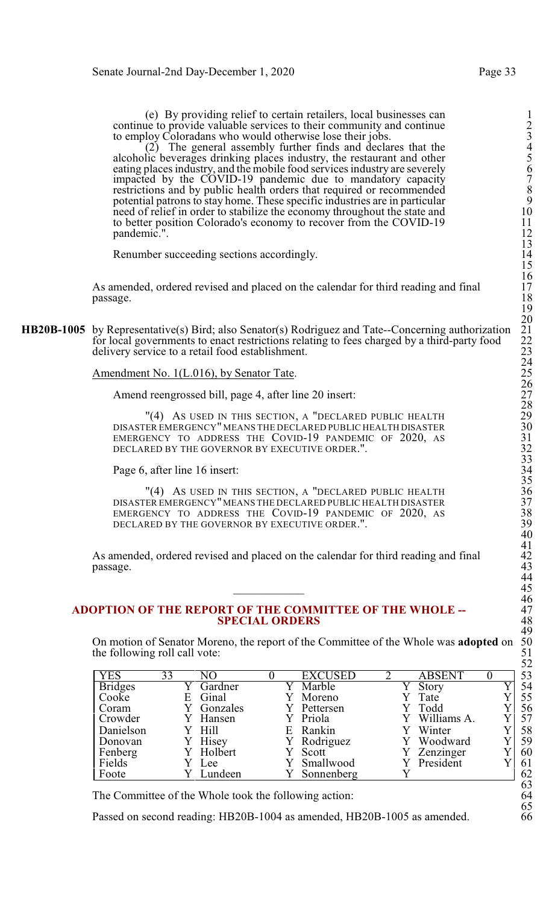(e) By providing relief to certain retailers, local businesses can continue to provide valuable services to their community and continue to employ Coloradans who would otherwise lose their jobs.

(2) The general assembly further finds and declares that the alcoholic beverages drinking places industry, the restaurant and other eating places industry, and the mobile food services industry are severely impacted by the COVID-19 pandemic due to mandatory capacity restrictions and by public health orders that required or recommended potential patrons to stay home. These specific industries are in particular need of relief in order to stabilize the economy throughout the state and to better position Colorado's economy to recover from the COVID-19 pandemic.".

Renumber succeeding sections accordingly.

As amended, ordered revised and placed on the calendar for third reading and final passage.

**HB20B-1005** by Representative(s) Bird; also Senator(s) Rodriguez and Tate--Concerning authorization for local governments to enact restrictions relating to fees charged by a third-party food delivery service to a retail food establishment.

Amendment No. 1(L.016), by Senator Tate.

Amend reengrossed bill, page 4, after line 20 insert:

"(4) AS USED IN THIS SECTION, A "DECLARED PUBLIC HEALTH DISASTER EMERGENCY" MEANS THE DECLARED PUBLIC HEALTH DISASTER EMERGENCY TO ADDRESS THE COVID-19 PANDEMIC OF 2020, AS DECLARED BY THE GOVERNOR BY EXECUTIVE ORDER.".

Page 6, after line 16 insert:

"(4) AS USED IN THIS SECTION, A "DECLARED PUBLIC HEALTH DISASTER EMERGENCY" MEANS THE DECLARED PUBLIC HEALTH DISASTER EMERGENCY TO ADDRESS THE COVID-19 PANDEMIC OF 2020, AS DECLARED BY THE GOVERNOR BY EXECUTIVE ORDER.".

As amended, ordered revised and placed on the calendar for third reading and final passage.

---

## ADOPTION OF THE REPORT OF THE COMMITTEE OF THE WHOLE -- SPECIAL ORDERS

On motion of Senator Moreno, the report of the Committee of the Whole was **adopted** on the following roll call vote:

| YES 33 | | NO 0 | | EXCUSED 2 | | ABSENT 0 | |
|---|---|---|---|---|---|---|---|
| Bridges | Y | Gardner | Y | Marble | Y | Story | Y |
| Cooke | E | Ginal | Y | Moreno | Y | Tate | Y |
| Coram | Y | Gonzales | Y | Pettersen | Y | Todd | Y |
| Crowder | Y | Hansen | Y | Priola | Y | Williams A. | Y |
| Danielson | Y | Hill | E | Rankin | Y | Winter | Y |
| Donovan | Y | Hisey | Y | Rodriguez | Y | Woodward | Y |
| Fenberg | Y | Holbert | Y | Scott | Y | Zenzinger | Y |
| Fields | Y | Lee | Y | Smallwood | Y | President | Y |
| Foote | Y | Lundeen | Y | Sonnenberg | Y | | |

The Committee of the Whole took the following action:

Passed on second reading: HB20B-1004 as amended, HB20B-1005 as amended.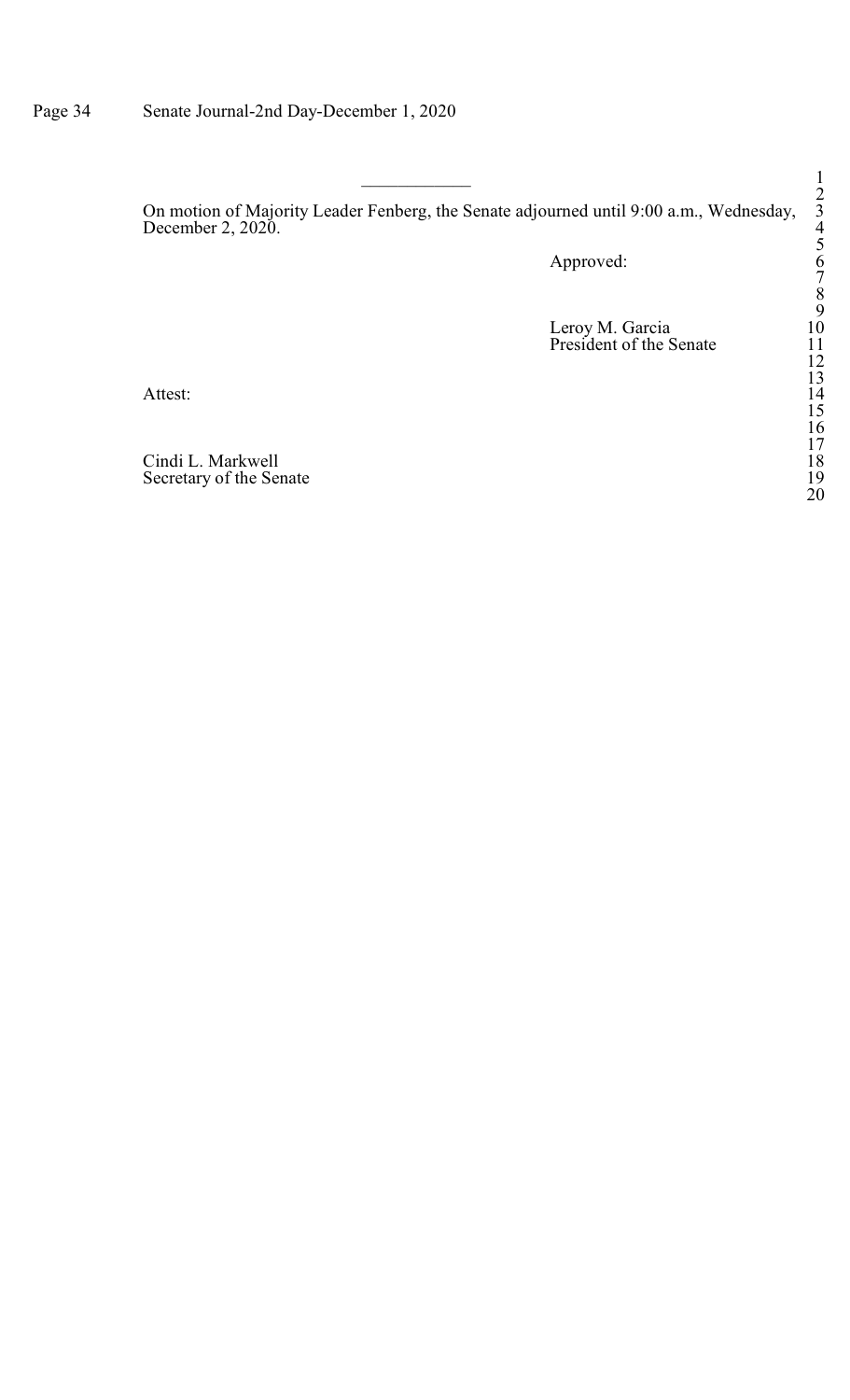\_\_\_\_\_\_\_\_\_\_\_\_

On motion of Majority Leader Fenberg, the Senate adjourned until 9:00 a.m., Wednesday, December 2, 2020.

Approved:

Leroy M. Garcia
President of the Senate

Attest:

Cindi L. Markwell
Secretary of the Senate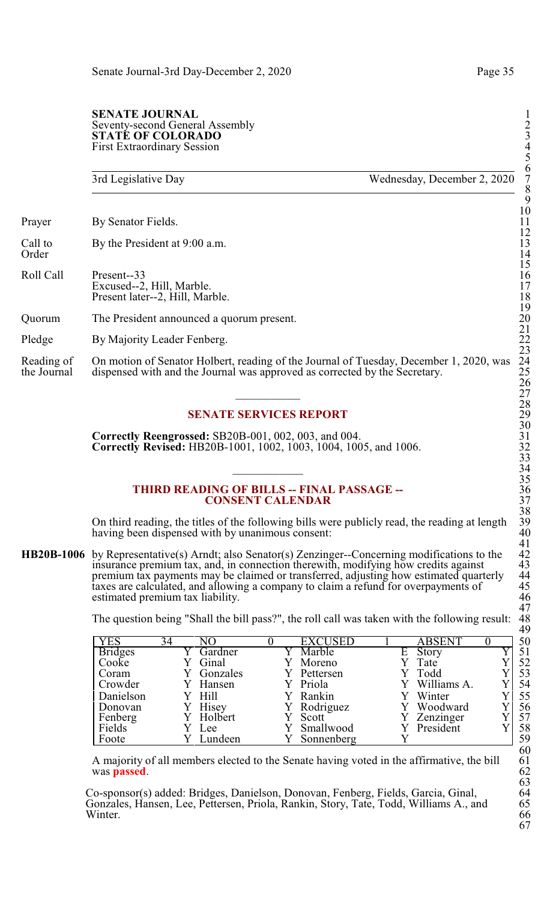**SENATE JOURNAL**
Seventy-second General Assembly
**STATE OF COLORADO**
First Extraordinary Session

3rd Legislative Day — Wednesday, December 2, 2020

Prayer — By Senator Fields.

Call to Order — By the President at 9:00 a.m.

Roll Call — Present--33
Excused--2, Hill, Marble.
Present later--2, Hill, Marble.

Quorum — The President announced a quorum present.

Pledge — By Majority Leader Fenberg.

Reading of the Journal — On motion of Senator Holbert, reading of the Journal of Tuesday, December 1, 2020, was dispensed with and the Journal was approved as corrected by the Secretary.

---

## SENATE SERVICES REPORT

**Correctly Reengrossed:** SB20B-001, 002, 003, and 004.
**Correctly Revised:** HB20B-1001, 1002, 1003, 1004, 1005, and 1006.

---

## THIRD READING OF BILLS -- FINAL PASSAGE -- CONSENT CALENDAR

On third reading, the titles of the following bills were publicly read, the reading at length having been dispensed with by unanimous consent:

**HB20B-1006** by Representative(s) Arndt; also Senator(s) Zenzinger--Concerning modifications to the insurance premium tax, and, in connection therewith, modifying how credits against premium tax payments may be claimed or transferred, adjusting how estimated quarterly taxes are calculated, and allowing a company to claim a refund for overpayments of estimated premium tax liability.

The question being "Shall the bill pass?", the roll call was taken with the following result:

| YES | 34 | NO | 0 | EXCUSED | 1 | ABSENT | 0 |
|---|---|---|---|---|---|---|---|
| Bridges | Y | Gardner | Y | Marble | E | Story | Y |
| Cooke | Y | Ginal | Y | Moreno | Y | Tate | Y |
| Coram | Y | Gonzales | Y | Pettersen | Y | Todd | Y |
| Crowder | Y | Hansen | Y | Priola | Y | Williams A. | Y |
| Danielson | Y | Hill | Y | Rankin | Y | Winter | Y |
| Donovan | Y | Hisey | Y | Rodriguez | Y | Woodward | Y |
| Fenberg | Y | Holbert | Y | Scott | Y | Zenzinger | Y |
| Fields | Y | Lee | Y | Smallwood | Y | President | Y |
| Foote | Y | Lundeen | Y | Sonnenberg | Y | | |

A majority of all members elected to the Senate having voted in the affirmative, the bill was **passed**.

Co-sponsor(s) added: Bridges, Danielson, Donovan, Fenberg, Fields, Garcia, Ginal, Gonzales, Hansen, Lee, Pettersen, Priola, Rankin, Story, Tate, Todd, Williams A., and Winter.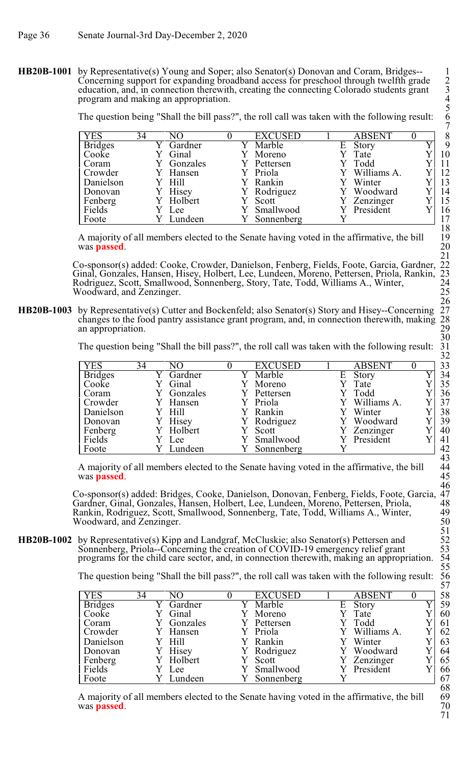**HB20B-1001** by Representative(s) Young and Soper; also Senator(s) Donovan and Coram, Bridges--Concerning support for expanding broadband access for preschool through twelfth grade education, and, in connection therewith, creating the connecting Colorado students grant program and making an appropriation.

The question being "Shall the bill pass?", the roll call was taken with the following result:

| YES | 34 | NO | 0 | EXCUSED | 1 | ABSENT | 0 |
|---|---|---|---|---|---|---|---|
| Bridges | Y | Gardner | Y | Marble | E | Story | Y |
| Cooke | Y | Ginal | Y | Moreno | Y | Tate | Y |
| Coram | Y | Gonzales | Y | Pettersen | Y | Todd | Y |
| Crowder | Y | Hansen | Y | Priola | Y | Williams A. | Y |
| Danielson | Y | Hill | Y | Rankin | Y | Winter | Y |
| Donovan | Y | Hisey | Y | Rodriguez | Y | Woodward | Y |
| Fenberg | Y | Holbert | Y | Scott | Y | Zenzinger | Y |
| Fields | Y | Lee | Y | Smallwood | Y | President | Y |
| Foote | Y | Lundeen | Y | Sonnenberg | Y | | |

A majority of all members elected to the Senate having voted in the affirmative, the bill was **passed**.

Co-sponsor(s) added: Cooke, Crowder, Danielson, Fenberg, Fields, Foote, Garcia, Gardner, Ginal, Gonzales, Hansen, Hisey, Holbert, Lee, Lundeen, Moreno, Pettersen, Priola, Rankin, Rodriguez, Scott, Smallwood, Sonnenberg, Story, Tate, Todd, Williams A., Winter, Woodward, and Zenzinger.

**HB20B-1003** by Representative(s) Cutter and Bockenfeld; also Senator(s) Story and Hisey--Concerning changes to the food pantry assistance grant program, and, in connection therewith, making an appropriation.

The question being "Shall the bill pass?", the roll call was taken with the following result:

| YES | 34 | NO | 0 | EXCUSED | 1 | ABSENT | 0 |
|---|---|---|---|---|---|---|---|
| Bridges | Y | Gardner | Y | Marble | E | Story | Y |
| Cooke | Y | Ginal | Y | Moreno | Y | Tate | Y |
| Coram | Y | Gonzales | Y | Pettersen | Y | Todd | Y |
| Crowder | Y | Hansen | Y | Priola | Y | Williams A. | Y |
| Danielson | Y | Hill | Y | Rankin | Y | Winter | Y |
| Donovan | Y | Hisey | Y | Rodriguez | Y | Woodward | Y |
| Fenberg | Y | Holbert | Y | Scott | Y | Zenzinger | Y |
| Fields | Y | Lee | Y | Smallwood | Y | President | Y |
| Foote | Y | Lundeen | Y | Sonnenberg | Y | | |

A majority of all members elected to the Senate having voted in the affirmative, the bill was **passed**.

Co-sponsor(s) added: Bridges, Cooke, Danielson, Donovan, Fenberg, Fields, Foote, Garcia, Gardner, Ginal, Gonzales, Hansen, Holbert, Lee, Lundeen, Moreno, Pettersen, Priola, Rankin, Rodriguez, Scott, Smallwood, Sonnenberg, Tate, Todd, Williams A., Winter, Woodward, and Zenzinger.

**HB20B-1002** by Representative(s) Kipp and Landgraf, McCluskie; also Senator(s) Pettersen and Sonnenberg, Priola--Concerning the creation of COVID-19 emergency relief grant programs for the child care sector, and, in connection therewith, making an appropriation.

The question being "Shall the bill pass?", the roll call was taken with the following result:

| YES | 34 | NO | 0 | EXCUSED | 1 | ABSENT | 0 |
|---|---|---|---|---|---|---|---|
| Bridges | Y | Gardner | Y | Marble | E | Story | Y |
| Cooke | Y | Ginal | Y | Moreno | Y | Tate | Y |
| Coram | Y | Gonzales | Y | Pettersen | Y | Todd | Y |
| Crowder | Y | Hansen | Y | Priola | Y | Williams A. | Y |
| Danielson | Y | Hill | Y | Rankin | Y | Winter | Y |
| Donovan | Y | Hisey | Y | Rodriguez | Y | Woodward | Y |
| Fenberg | Y | Holbert | Y | Scott | Y | Zenzinger | Y |
| Fields | Y | Lee | Y | Smallwood | Y | President | Y |
| Foote | Y | Lundeen | Y | Sonnenberg | Y | | |

A majority of all members elected to the Senate having voted in the affirmative, the bill was **passed**.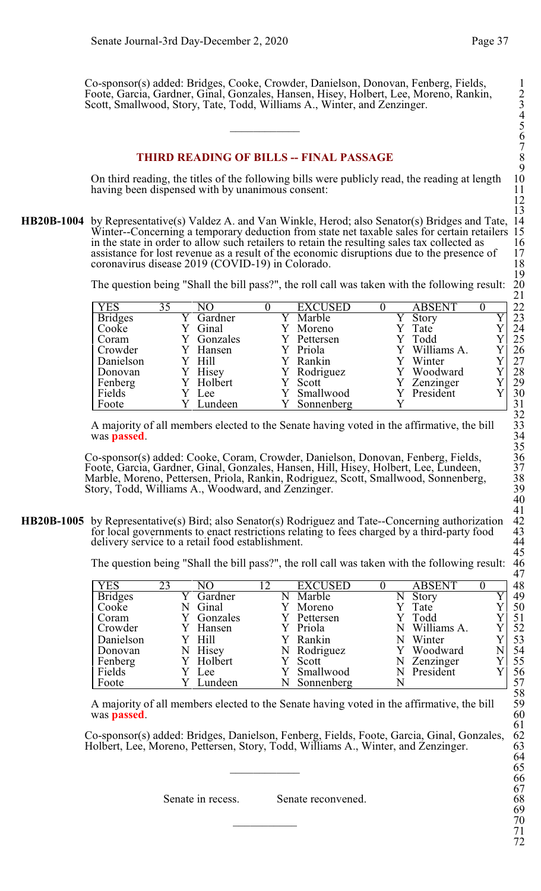Co-sponsor(s) added: Bridges, Cooke, Crowder, Danielson, Donovan, Fenberg, Fields, Foote, Garcia, Gardner, Ginal, Gonzales, Hansen, Hisey, Holbert, Lee, Moreno, Rankin, Scott, Smallwood, Story, Tate, Todd, Williams A., Winter, and Zenzinger.

---

## THIRD READING OF BILLS -- FINAL PASSAGE

On third reading, the titles of the following bills were publicly read, the reading at length having been dispensed with by unanimous consent:

**HB20B-1004** by Representative(s) Valdez A. and Van Winkle, Herod; also Senator(s) Bridges and Tate, Winter--Concerning a temporary deduction from state net taxable sales for certain retailers in the state in order to allow such retailers to retain the resulting sales tax collected as assistance for lost revenue as a result of the economic disruptions due to the presence of coronavirus disease 2019 (COVID-19) in Colorado.

The question being "Shall the bill pass?", the roll call was taken with the following result:

| YES | 35 | NO | 0 | EXCUSED | 0 | ABSENT | 0 |
|---|---|---|---|---|---|---|---|
| Bridges | Y | Gardner | Y | Marble | Y | Story | Y |
| Cooke | Y | Ginal | Y | Moreno | Y | Tate | Y |
| Coram | Y | Gonzales | Y | Pettersen | Y | Todd | Y |
| Crowder | Y | Hansen | Y | Priola | Y | Williams A. | Y |
| Danielson | Y | Hill | Y | Rankin | Y | Winter | Y |
| Donovan | Y | Hisey | Y | Rodriguez | Y | Woodward | Y |
| Fenberg | Y | Holbert | Y | Scott | Y | Zenzinger | Y |
| Fields | Y | Lee | Y | Smallwood | Y | President | Y |
| Foote | Y | Lundeen | Y | Sonnenberg | Y | | |

A majority of all members elected to the Senate having voted in the affirmative, the bill was **passed**.

Co-sponsor(s) added: Cooke, Coram, Crowder, Danielson, Donovan, Fenberg, Fields, Foote, Garcia, Gardner, Ginal, Gonzales, Hansen, Hill, Hisey, Holbert, Lee, Lundeen, Marble, Moreno, Pettersen, Priola, Rankin, Rodriguez, Scott, Smallwood, Sonnenberg, Story, Todd, Williams A., Woodward, and Zenzinger.

**HB20B-1005** by Representative(s) Bird; also Senator(s) Rodriguez and Tate--Concerning authorization for local governments to enact restrictions relating to fees charged by a third-party food delivery service to a retail food establishment.

The question being "Shall the bill pass?", the roll call was taken with the following result:

| YES | 23 | NO | 12 | EXCUSED | 0 | ABSENT | 0 |
|---|---|---|---|---|---|---|---|
| Bridges | Y | Gardner | N | Marble | N | Story | Y |
| Cooke | N | Ginal | Y | Moreno | Y | Tate | Y |
| Coram | Y | Gonzales | Y | Pettersen | Y | Todd | Y |
| Crowder | Y | Hansen | Y | Priola | N | Williams A. | Y |
| Danielson | Y | Hill | Y | Rankin | N | Winter | Y |
| Donovan | N | Hisey | N | Rodriguez | Y | Woodward | N |
| Fenberg | Y | Holbert | Y | Scott | N | Zenzinger | Y |
| Fields | Y | Lee | Y | Smallwood | N | President | Y |
| Foote | Y | Lundeen | N | Sonnenberg | N | | |

A majority of all members elected to the Senate having voted in the affirmative, the bill was **passed**.

Co-sponsor(s) added: Bridges, Danielson, Fenberg, Fields, Foote, Garcia, Ginal, Gonzales, Holbert, Lee, Moreno, Pettersen, Story, Todd, Williams A., Winter, and Zenzinger.

---

Senate in recess. Senate reconvened.

---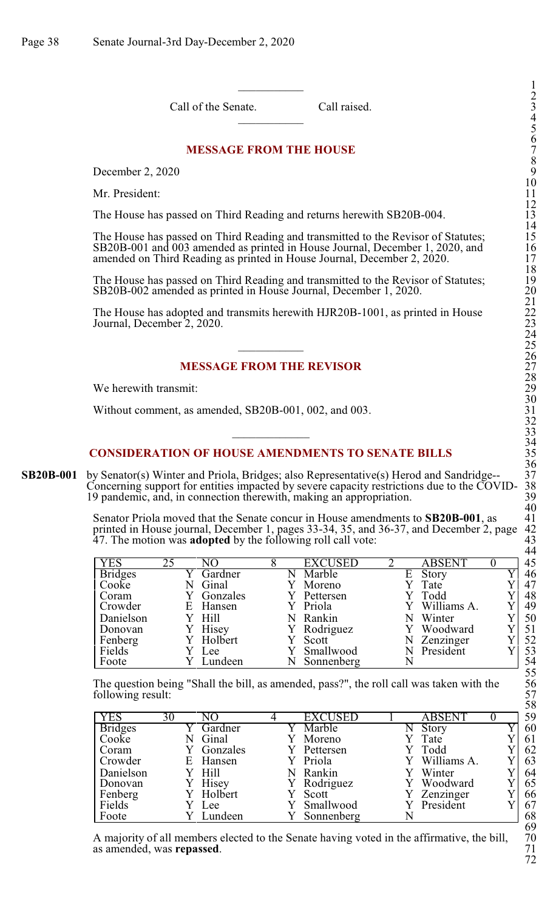Call of the Senate. Call raised.

## MESSAGE FROM THE HOUSE

December 2, 2020

Mr. President:

The House has passed on Third Reading and returns herewith SB20B-004.

The House has passed on Third Reading and transmitted to the Revisor of Statutes; SB20B-001 and 003 amended as printed in House Journal, December 1, 2020, and amended on Third Reading as printed in House Journal, December 2, 2020.

The House has passed on Third Reading and transmitted to the Revisor of Statutes; SB20B-002 amended as printed in House Journal, December 1, 2020.

The House has adopted and transmits herewith HJR20B-1001, as printed in House Journal, December 2, 2020.

## MESSAGE FROM THE REVISOR

We herewith transmit:

Without comment, as amended, SB20B-001, 002, and 003.

## CONSIDERATION OF HOUSE AMENDMENTS TO SENATE BILLS

**SB20B-001** by Senator(s) Winter and Priola, Bridges; also Representative(s) Herod and Sandridge--Concerning support for entities impacted by severe capacity restrictions due to the COVID-19 pandemic, and, in connection therewith, making an appropriation.

Senator Priola moved that the Senate concur in House amendments to **SB20B-001**, as printed in House journal, December 1, pages 33-34, 35, and 36-37, and December 2, page 47. The motion was **adopted** by the following roll call vote:

| YES 25 | | NO 8 | | EXCUSED 2 | | ABSENT 0 | |
|---|---|---|---|---|---|---|---|
| Bridges | Y | Gardner | N | Marble | E | Story | Y |
| Cooke | N | Ginal | Y | Moreno | Y | Tate | Y |
| Coram | Y | Gonzales | Y | Pettersen | Y | Todd | Y |
| Crowder | E | Hansen | Y | Priola | Y | Williams A. | Y |
| Danielson | Y | Hill | N | Rankin | N | Winter | Y |
| Donovan | Y | Hisey | Y | Rodriguez | Y | Woodward | Y |
| Fenberg | Y | Holbert | Y | Scott | N | Zenzinger | Y |
| Fields | Y | Lee | Y | Smallwood | N | President | Y |
| Foote | Y | Lundeen | N | Sonnenberg | N | | |

The question being "Shall the bill, as amended, pass?", the roll call was taken with the following result:

| YES 30 | | NO 4 | | EXCUSED 1 | | ABSENT 0 | |
|---|---|---|---|---|---|---|---|
| Bridges | Y | Gardner | Y | Marble | N | Story | Y |
| Cooke | N | Ginal | Y | Moreno | Y | Tate | Y |
| Coram | Y | Gonzales | Y | Pettersen | Y | Todd | Y |
| Crowder | E | Hansen | Y | Priola | Y | Williams A. | Y |
| Danielson | Y | Hill | N | Rankin | Y | Winter | Y |
| Donovan | Y | Hisey | Y | Rodriguez | Y | Woodward | Y |
| Fenberg | Y | Holbert | Y | Scott | Y | Zenzinger | Y |
| Fields | Y | Lee | Y | Smallwood | Y | President | Y |
| Foote | Y | Lundeen | Y | Sonnenberg | N | | |

A majority of all members elected to the Senate having voted in the affirmative, the bill, as amended, was **repassed**.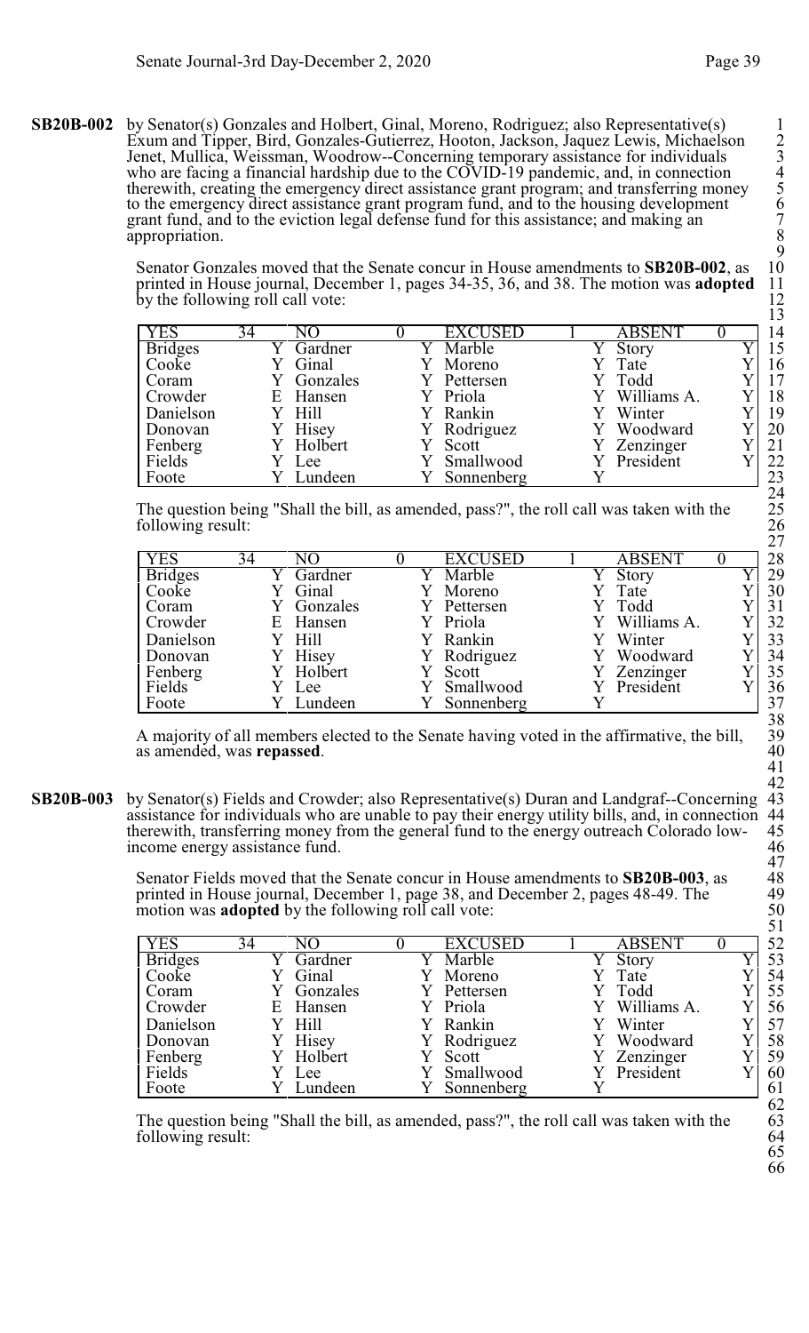**SB20B-002** by Senator(s) Gonzales and Holbert, Ginal, Moreno, Rodriguez; also Representative(s) Exum and Tipper, Bird, Gonzales-Gutierrez, Hooton, Jackson, Jaquez Lewis, Michaelson Jenet, Mullica, Weissman, Woodrow--Concerning temporary assistance for individuals who are facing a financial hardship due to the COVID-19 pandemic, and, in connection therewith, creating the emergency direct assistance grant program; and transferring money to the emergency direct assistance grant program fund, and to the housing development grant fund, and to the eviction legal defense fund for this assistance; and making an appropriation.

Senator Gonzales moved that the Senate concur in House amendments to **SB20B-002**, as printed in House journal, December 1, pages 34-35, 36, and 38. The motion was **adopted** by the following roll call vote:

| YES | 34 | NO | 0 | EXCUSED | 1 | ABSENT | 0 |
|---|---|---|---|---|---|---|---|
| Bridges | Y | Gardner | Y | Marble | Y | Story | Y |
| Cooke | Y | Ginal | Y | Moreno | Y | Tate | Y |
| Coram | Y | Gonzales | Y | Pettersen | Y | Todd | Y |
| Crowder | E | Hansen | Y | Priola | Y | Williams A. | Y |
| Danielson | Y | Hill | Y | Rankin | Y | Winter | Y |
| Donovan | Y | Hisey | Y | Rodriguez | Y | Woodward | Y |
| Fenberg | Y | Holbert | Y | Scott | Y | Zenzinger | Y |
| Fields | Y | Lee | Y | Smallwood | Y | President | Y |
| Foote | Y | Lundeen | Y | Sonnenberg | Y | | |

The question being "Shall the bill, as amended, pass?", the roll call was taken with the following result:

| YES | 34 | NO | 0 | EXCUSED | 1 | ABSENT | 0 |
|---|---|---|---|---|---|---|---|
| Bridges | Y | Gardner | Y | Marble | Y | Story | Y |
| Cooke | Y | Ginal | Y | Moreno | Y | Tate | Y |
| Coram | Y | Gonzales | Y | Pettersen | Y | Todd | Y |
| Crowder | E | Hansen | Y | Priola | Y | Williams A. | Y |
| Danielson | Y | Hill | Y | Rankin | Y | Winter | Y |
| Donovan | Y | Hisey | Y | Rodriguez | Y | Woodward | Y |
| Fenberg | Y | Holbert | Y | Scott | Y | Zenzinger | Y |
| Fields | Y | Lee | Y | Smallwood | Y | President | Y |
| Foote | Y | Lundeen | Y | Sonnenberg | Y | | |

A majority of all members elected to the Senate having voted in the affirmative, the bill, as amended, was **repassed**.

**SB20B-003** by Senator(s) Fields and Crowder; also Representative(s) Duran and Landgraf--Concerning assistance for individuals who are unable to pay their energy utility bills, and, in connection therewith, transferring money from the general fund to the energy outreach Colorado low-income energy assistance fund.

Senator Fields moved that the Senate concur in House amendments to **SB20B-003**, as printed in House journal, December 1, page 38, and December 2, pages 48-49. The motion was **adopted** by the following roll call vote:

| YES | 34 | NO | 0 | EXCUSED | 1 | ABSENT | 0 |
|---|---|---|---|---|---|---|---|
| Bridges | Y | Gardner | Y | Marble | Y | Story | Y |
| Cooke | Y | Ginal | Y | Moreno | Y | Tate | Y |
| Coram | Y | Gonzales | Y | Pettersen | Y | Todd | Y |
| Crowder | E | Hansen | Y | Priola | Y | Williams A. | Y |
| Danielson | Y | Hill | Y | Rankin | Y | Winter | Y |
| Donovan | Y | Hisey | Y | Rodriguez | Y | Woodward | Y |
| Fenberg | Y | Holbert | Y | Scott | Y | Zenzinger | Y |
| Fields | Y | Lee | Y | Smallwood | Y | President | Y |
| Foote | Y | Lundeen | Y | Sonnenberg | Y | | |

The question being "Shall the bill, as amended, pass?", the roll call was taken with the following result: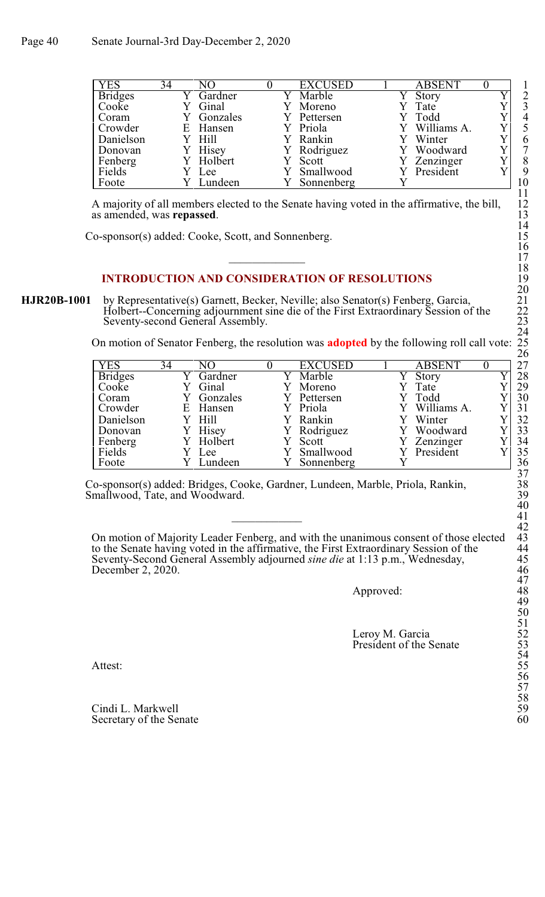| YES | 34 | NO | 0 | EXCUSED | 1 | ABSENT | 0 |
|---|---|---|---|---|---|---|---|
| Bridges | Y | Gardner | Y | Marble | Y | Story | Y |
| Cooke | Y | Ginal | Y | Moreno | Y | Tate | Y |
| Coram | Y | Gonzales | Y | Pettersen | Y | Todd | Y |
| Crowder | E | Hansen | Y | Priola | Y | Williams A. | Y |
| Danielson | Y | Hill | Y | Rankin | Y | Winter | Y |
| Donovan | Y | Hisey | Y | Rodriguez | Y | Woodward | Y |
| Fenberg | Y | Holbert | Y | Scott | Y | Zenzinger | Y |
| Fields | Y | Lee | Y | Smallwood | Y | President | Y |
| Foote | Y | Lundeen | Y | Sonnenberg | Y | | |

A majority of all members elected to the Senate having voted in the affirmative, the bill, as amended, was **repassed**.

Co-sponsor(s) added: Cooke, Scott, and Sonnenberg.

---

## INTRODUCTION AND CONSIDERATION OF RESOLUTIONS

**HJR20B-1001** by Representative(s) Garnett, Becker, Neville; also Senator(s) Fenberg, Garcia, Holbert--Concerning adjournment sine die of the First Extraordinary Session of the Seventy-second General Assembly.

On motion of Senator Fenberg, the resolution was **adopted** by the following roll call vote:

| YES | 34 | NO | 0 | EXCUSED | 1 | ABSENT | 0 |
|---|---|---|---|---|---|---|---|
| Bridges | Y | Gardner | Y | Marble | Y | Story | Y |
| Cooke | Y | Ginal | Y | Moreno | Y | Tate | Y |
| Coram | Y | Gonzales | Y | Pettersen | Y | Todd | Y |
| Crowder | E | Hansen | Y | Priola | Y | Williams A. | Y |
| Danielson | Y | Hill | Y | Rankin | Y | Winter | Y |
| Donovan | Y | Hisey | Y | Rodriguez | Y | Woodward | Y |
| Fenberg | Y | Holbert | Y | Scott | Y | Zenzinger | Y |
| Fields | Y | Lee | Y | Smallwood | Y | President | Y |
| Foote | Y | Lundeen | Y | Sonnenberg | Y | | |

Co-sponsor(s) added: Bridges, Cooke, Gardner, Lundeen, Marble, Priola, Rankin, Smallwood, Tate, and Woodward.

---

On motion of Majority Leader Fenberg, and with the unanimous consent of those elected to the Senate having voted in the affirmative, the First Extraordinary Session of the Seventy-Second General Assembly adjourned *sine die* at 1:13 p.m., Wednesday, December 2, 2020.

Approved:

Leroy M. Garcia
President of the Senate

Attest:

Cindi L. Markwell
Secretary of the Senate